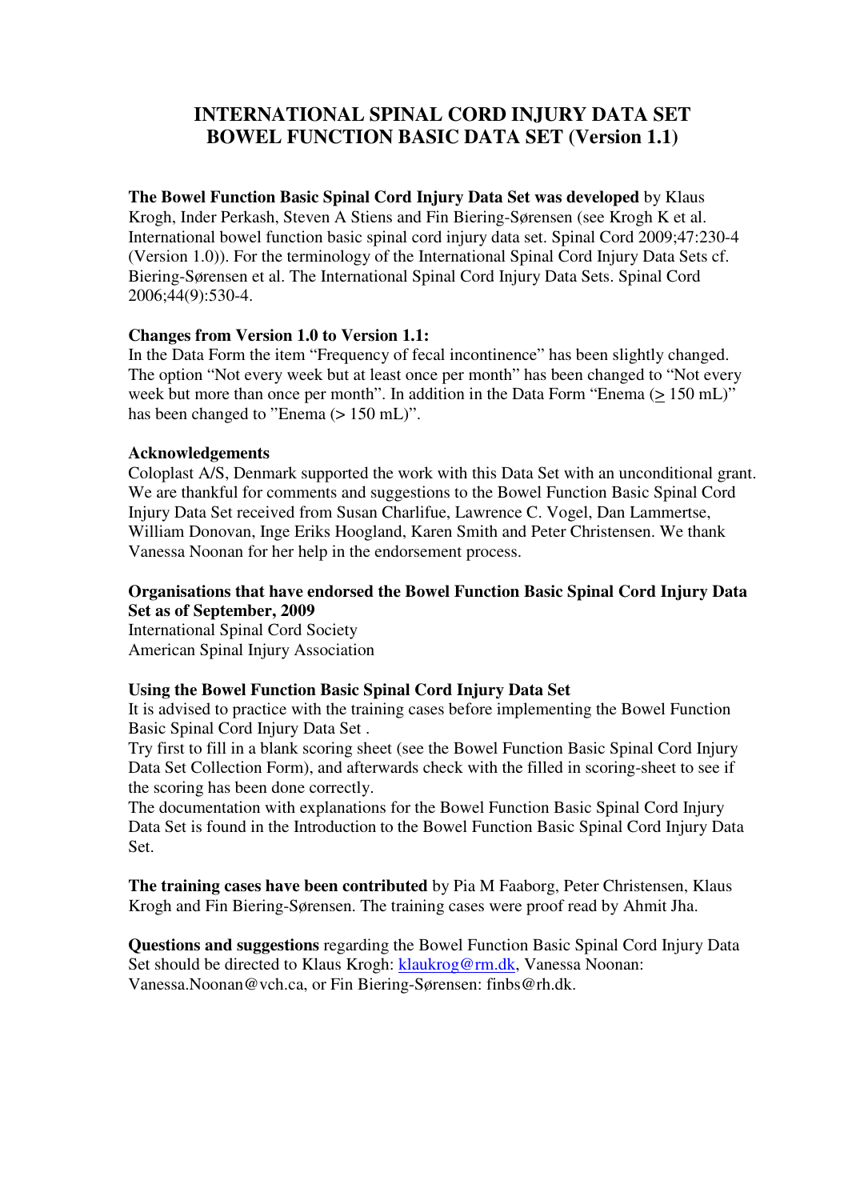# INTERNATIONAL SPINAL CORD INJURY DATA SET
# BOWEL FUNCTION BASIC DATA SET (Version 1.1)

**The Bowel Function Basic Spinal Cord Injury Data Set was developed** by Klaus Krogh, Inder Perkash, Steven A Stiens and Fin Biering-Sørensen (see Krogh K et al. International bowel function basic spinal cord injury data set. Spinal Cord 2009;47:230-4 (Version 1.0)). For the terminology of the International Spinal Cord Injury Data Sets cf. Biering-Sørensen et al. The International Spinal Cord Injury Data Sets. Spinal Cord 2006;44(9):530-4.

**Changes from Version 1.0 to Version 1.1:**
In the Data Form the item "Frequency of fecal incontinence" has been slightly changed. The option "Not every week but at least once per month" has been changed to "Not every week but more than once per month". In addition in the Data Form "Enema (≥ 150 mL)" has been changed to "Enema (> 150 mL)".

**Acknowledgements**
Coloplast A/S, Denmark supported the work with this Data Set with an unconditional grant. We are thankful for comments and suggestions to the Bowel Function Basic Spinal Cord Injury Data Set received from Susan Charlifue, Lawrence C. Vogel, Dan Lammertse, William Donovan, Inge Eriks Hoogland, Karen Smith and Peter Christensen. We thank Vanessa Noonan for her help in the endorsement process.

**Organisations that have endorsed the Bowel Function Basic Spinal Cord Injury Data Set as of September, 2009**
International Spinal Cord Society
American Spinal Injury Association

**Using the Bowel Function Basic Spinal Cord Injury Data Set**
It is advised to practice with the training cases before implementing the Bowel Function Basic Spinal Cord Injury Data Set .
Try first to fill in a blank scoring sheet (see the Bowel Function Basic Spinal Cord Injury Data Set Collection Form), and afterwards check with the filled in scoring-sheet to see if the scoring has been done correctly.
The documentation with explanations for the Bowel Function Basic Spinal Cord Injury Data Set is found in the Introduction to the Bowel Function Basic Spinal Cord Injury Data Set.

**The training cases have been contributed** by Pia M Faaborg, Peter Christensen, Klaus Krogh and Fin Biering-Sørensen. The training cases were proof read by Ahmit Jha.

**Questions and suggestions** regarding the Bowel Function Basic Spinal Cord Injury Data Set should be directed to Klaus Krogh: klaukrog@rm.dk, Vanessa Noonan: Vanessa.Noonan@vch.ca, or Fin Biering-Sørensen: finbs@rh.dk.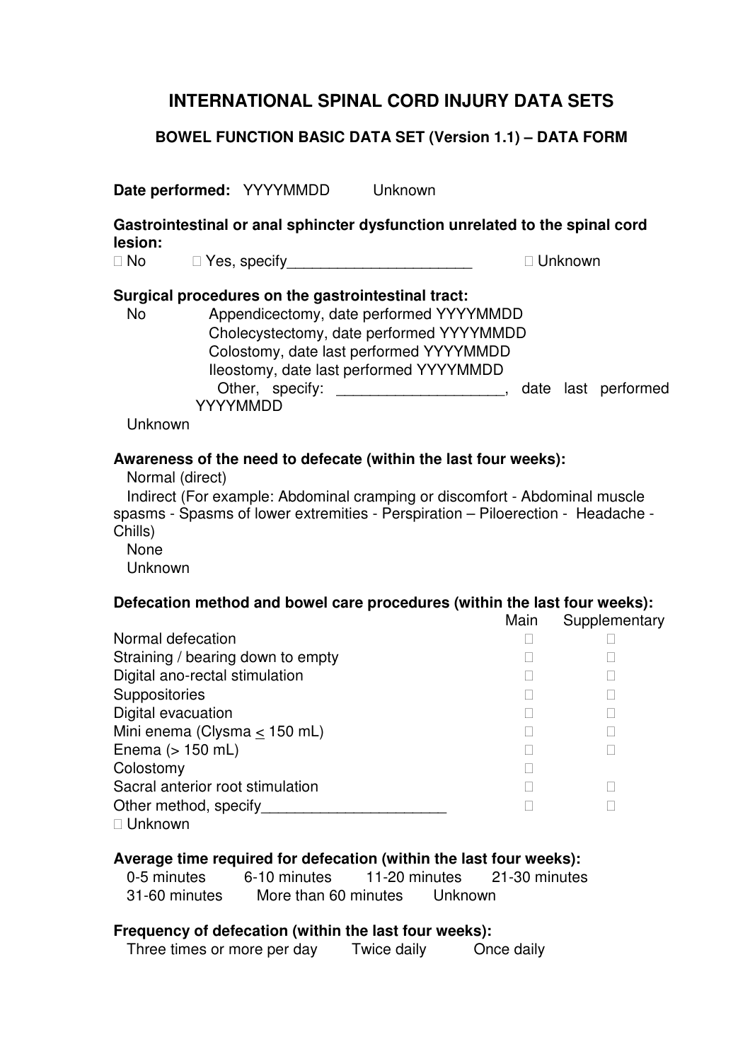## INTERNATIONAL SPINAL CORD INJURY DATA SETS

### BOWEL FUNCTION BASIC DATA SET (Version 1.1) – DATA FORM

**Date performed:** YYYYMMDD Unknown

**Gastrointestinal or anal sphincter dysfunction unrelated to the spinal cord lesion:**

☐ No ☐ Yes, specify______________________ ☐ Unknown

**Surgical procedures on the gastrointestinal tract:**

No
Appendicectomy, date performed YYYYMMDD
Cholecystectomy, date performed YYYYMMDD
Colostomy, date last performed YYYYMMDD
Ileostomy, date last performed YYYYMMDD
Other, specify: ____________________, date last performed YYYYMMDD
Unknown

**Awareness of the need to defecate (within the last four weeks):**

Normal (direct)
Indirect (For example: Abdominal cramping or discomfort - Abdominal muscle spasms - Spasms of lower extremities - Perspiration – Piloerection - Headache - Chills)
None
Unknown

**Defecation method and bowel care procedures (within the last four weeks):**

| | Main | Supplementary |
|---|---|---|
| Normal defecation | ☐ | ☐ |
| Straining / bearing down to empty | ☐ | ☐ |
| Digital ano-rectal stimulation | ☐ | ☐ |
| Suppositories | ☐ | ☐ |
| Digital evacuation | ☐ | ☐ |
| Mini enema (Clysma $\leq$ 150 mL) | ☐ | ☐ |
| Enema (> 150 mL) | ☐ | ☐ |
| Colostomy | ☐ | |
| Sacral anterior root stimulation | ☐ | ☐ |
| Other method, specify______________________ | ☐ | ☐ |

☐ Unknown

**Average time required for defecation (within the last four weeks):**

0-5 minutes 6-10 minutes 11-20 minutes 21-30 minutes
31-60 minutes More than 60 minutes Unknown

**Frequency of defecation (within the last four weeks):**

Three times or more per day Twice daily Once daily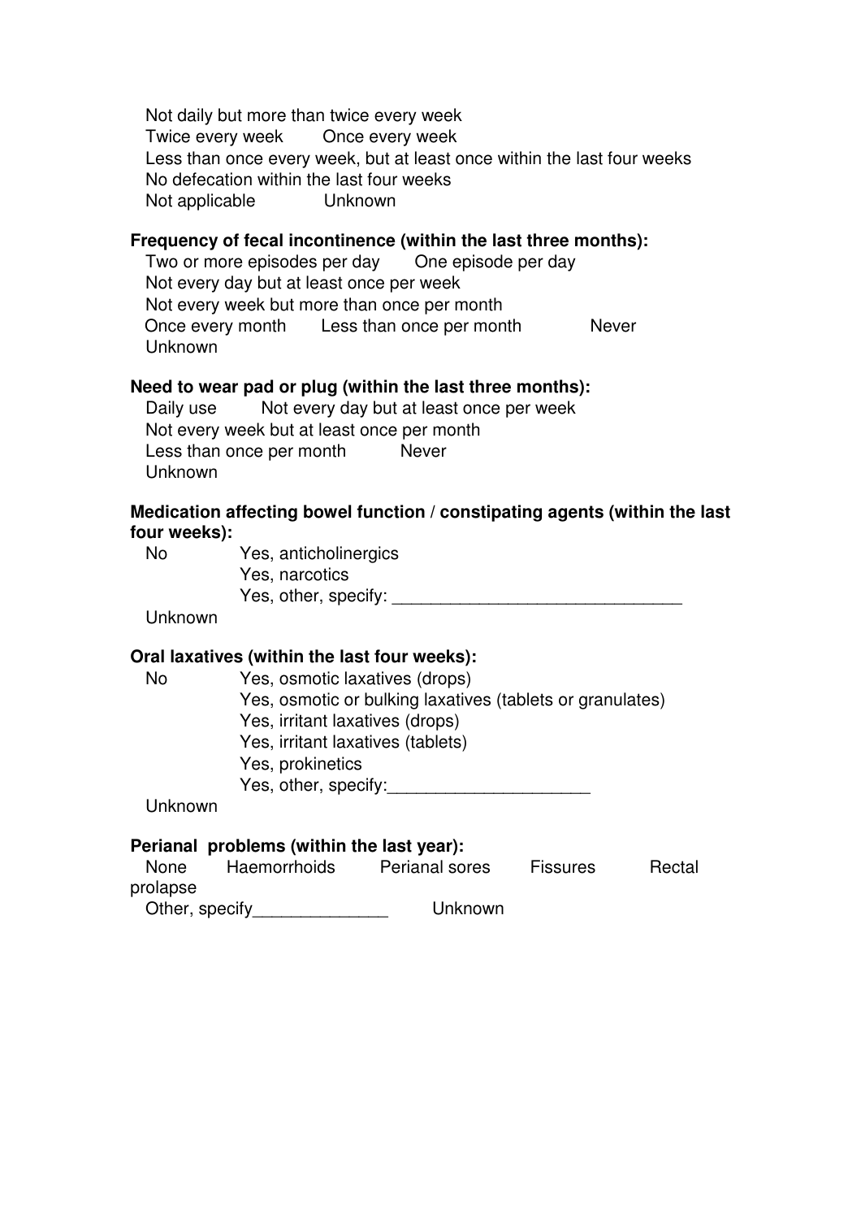Not daily but more than twice every week
Twice every week  Once every week
Less than once every week, but at least once within the last four weeks
No defecation within the last four weeks
Not applicable  Unknown

**Frequency of fecal incontinence (within the last three months):**
Two or more episodes per day  One episode per day
Not every day but at least once per week
Not every week but more than once per month
Once every month  Less than once per month  Never
Unknown

**Need to wear pad or plug (within the last three months):**
Daily use  Not every day but at least once per week
Not every week but at least once per month
Less than once per month  Never
Unknown

**Medication affecting bowel function / constipating agents (within the last four weeks):**
No  Yes, anticholinergics
Yes, narcotics
Yes, other, specify: ______________________________
Unknown

**Oral laxatives (within the last four weeks):**
No  Yes, osmotic laxatives (drops)
Yes, osmotic or bulking laxatives (tablets or granulates)
Yes, irritant laxatives (drops)
Yes, irritant laxatives (tablets)
Yes, prokinetics
Yes, other, specify:_____________________
Unknown

**Perianal problems (within the last year):**
None  Haemorrhoids  Perianal sores  Fissures  Rectal prolapse
Other, specify______________  Unknown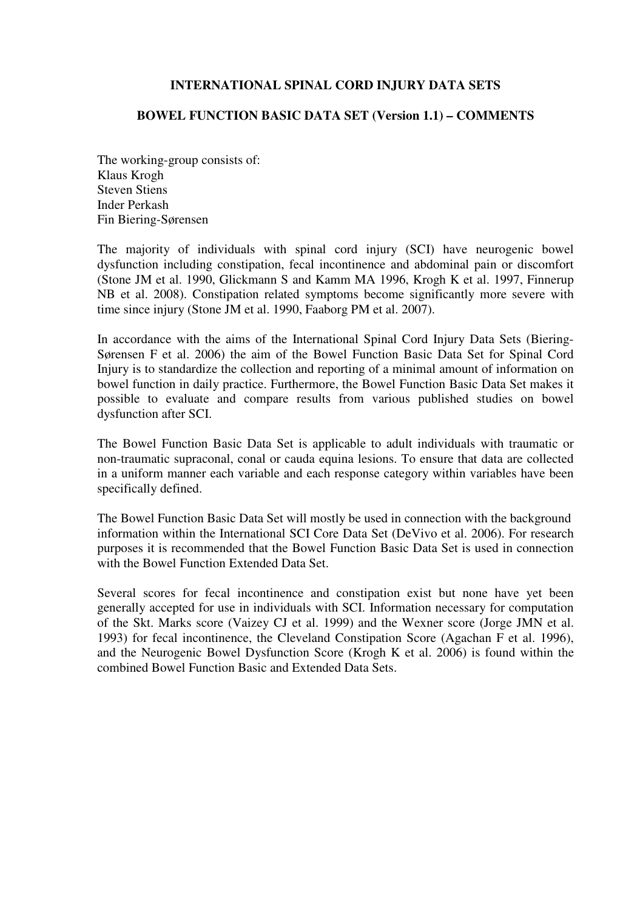# INTERNATIONAL SPINAL CORD INJURY DATA SETS

## BOWEL FUNCTION BASIC DATA SET (Version 1.1) – COMMENTS

The working-group consists of:
Klaus Krogh
Steven Stiens
Inder Perkash
Fin Biering-Sørensen

The majority of individuals with spinal cord injury (SCI) have neurogenic bowel dysfunction including constipation, fecal incontinence and abdominal pain or discomfort (Stone JM et al. 1990, Glickmann S and Kamm MA 1996, Krogh K et al. 1997, Finnerup NB et al. 2008). Constipation related symptoms become significantly more severe with time since injury (Stone JM et al. 1990, Faaborg PM et al. 2007).

In accordance with the aims of the International Spinal Cord Injury Data Sets (Biering-Sørensen F et al. 2006) the aim of the Bowel Function Basic Data Set for Spinal Cord Injury is to standardize the collection and reporting of a minimal amount of information on bowel function in daily practice. Furthermore, the Bowel Function Basic Data Set makes it possible to evaluate and compare results from various published studies on bowel dysfunction after SCI.

The Bowel Function Basic Data Set is applicable to adult individuals with traumatic or non-traumatic supraconal, conal or cauda equina lesions. To ensure that data are collected in a uniform manner each variable and each response category within variables have been specifically defined.

The Bowel Function Basic Data Set will mostly be used in connection with the background information within the International SCI Core Data Set (DeVivo et al. 2006). For research purposes it is recommended that the Bowel Function Basic Data Set is used in connection with the Bowel Function Extended Data Set.

Several scores for fecal incontinence and constipation exist but none have yet been generally accepted for use in individuals with SCI. Information necessary for computation of the Skt. Marks score (Vaizey CJ et al. 1999) and the Wexner score (Jorge JMN et al. 1993) for fecal incontinence, the Cleveland Constipation Score (Agachan F et al. 1996), and the Neurogenic Bowel Dysfunction Score (Krogh K et al. 2006) is found within the combined Bowel Function Basic and Extended Data Sets.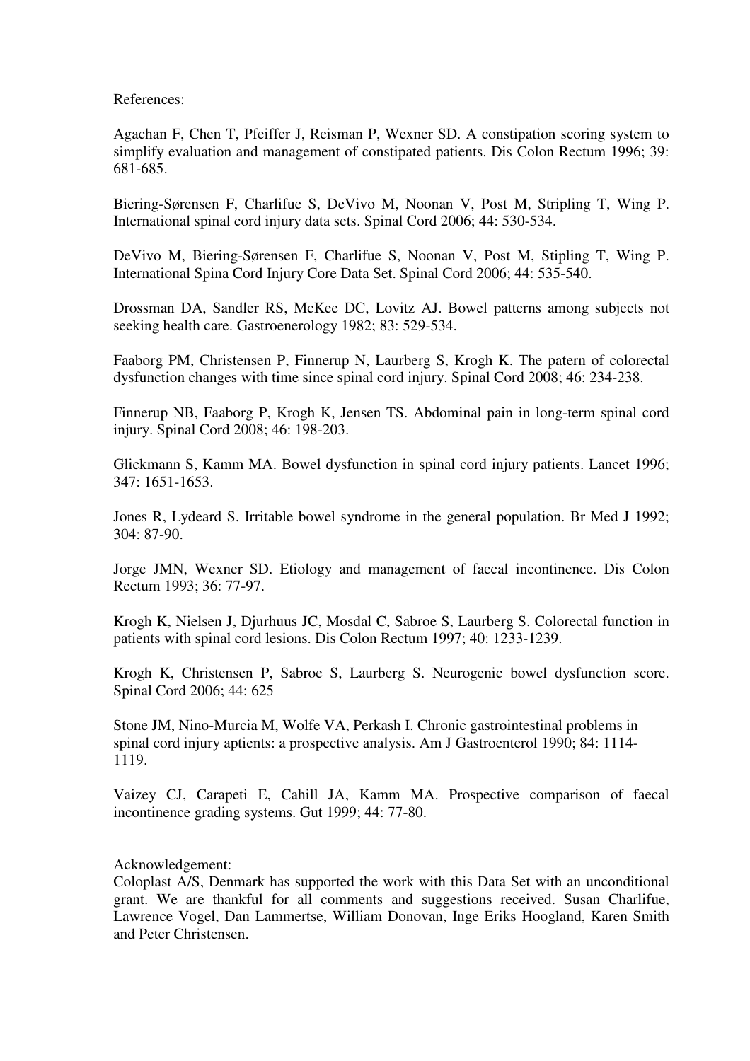References:

Agachan F, Chen T, Pfeiffer J, Reisman P, Wexner SD. A constipation scoring system to simplify evaluation and management of constipated patients. Dis Colon Rectum 1996; 39: 681-685.

Biering-Sørensen F, Charlifue S, DeVivo M, Noonan V, Post M, Stripling T, Wing P. International spinal cord injury data sets. Spinal Cord 2006; 44: 530-534.

DeVivo M, Biering-Sørensen F, Charlifue S, Noonan V, Post M, Stipling T, Wing P. International Spina Cord Injury Core Data Set. Spinal Cord 2006; 44: 535-540.

Drossman DA, Sandler RS, McKee DC, Lovitz AJ. Bowel patterns among subjects not seeking health care. Gastroenerology 1982; 83: 529-534.

Faaborg PM, Christensen P, Finnerup N, Laurberg S, Krogh K. The patern of colorectal dysfunction changes with time since spinal cord injury. Spinal Cord 2008; 46: 234-238.

Finnerup NB, Faaborg P, Krogh K, Jensen TS. Abdominal pain in long-term spinal cord injury. Spinal Cord 2008; 46: 198-203.

Glickmann S, Kamm MA. Bowel dysfunction in spinal cord injury patients. Lancet 1996; 347: 1651-1653.

Jones R, Lydeard S. Irritable bowel syndrome in the general population. Br Med J 1992; 304: 87-90.

Jorge JMN, Wexner SD. Etiology and management of faecal incontinence. Dis Colon Rectum 1993; 36: 77-97.

Krogh K, Nielsen J, Djurhuus JC, Mosdal C, Sabroe S, Laurberg S. Colorectal function in patients with spinal cord lesions. Dis Colon Rectum 1997; 40: 1233-1239.

Krogh K, Christensen P, Sabroe S, Laurberg S. Neurogenic bowel dysfunction score. Spinal Cord 2006; 44: 625

Stone JM, Nino-Murcia M, Wolfe VA, Perkash I. Chronic gastrointestinal problems in spinal cord injury aptients: a prospective analysis. Am J Gastroenterol 1990; 84: 1114-1119.

Vaizey CJ, Carapeti E, Cahill JA, Kamm MA. Prospective comparison of faecal incontinence grading systems. Gut 1999; 44: 77-80.

Acknowledgement:
Coloplast A/S, Denmark has supported the work with this Data Set with an unconditional grant. We are thankful for all comments and suggestions received. Susan Charlifue, Lawrence Vogel, Dan Lammertse, William Donovan, Inge Eriks Hoogland, Karen Smith and Peter Christensen.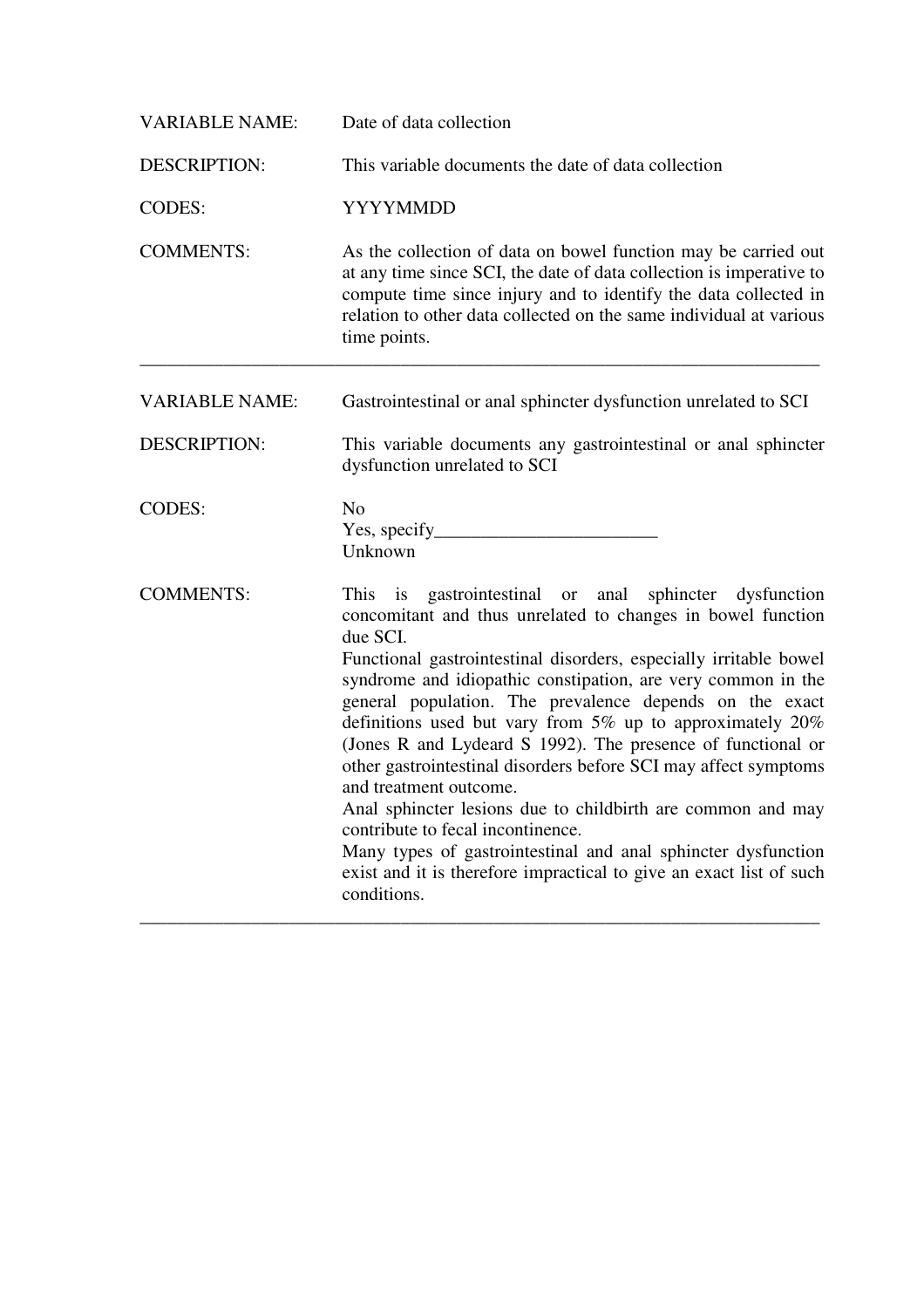VARIABLE NAME: Date of data collection

DESCRIPTION: This variable documents the date of data collection

CODES: YYYYMMDD

COMMENTS: As the collection of data on bowel function may be carried out at any time since SCI, the date of data collection is imperative to compute time since injury and to identify the data collected in relation to other data collected on the same individual at various time points.

---

VARIABLE NAME: Gastrointestinal or anal sphincter dysfunction unrelated to SCI

DESCRIPTION: This variable documents any gastrointestinal or anal sphincter dysfunction unrelated to SCI

CODES: No
Yes, specify________________________
Unknown

COMMENTS: This is gastrointestinal or anal sphincter dysfunction concomitant and thus unrelated to changes in bowel function due SCI.
Functional gastrointestinal disorders, especially irritable bowel syndrome and idiopathic constipation, are very common in the general population. The prevalence depends on the exact definitions used but vary from 5% up to approximately 20% (Jones R and Lydeard S 1992). The presence of functional or other gastrointestinal disorders before SCI may affect symptoms and treatment outcome.
Anal sphincter lesions due to childbirth are common and may contribute to fecal incontinence.
Many types of gastrointestinal and anal sphincter dysfunction exist and it is therefore impractical to give an exact list of such conditions.

---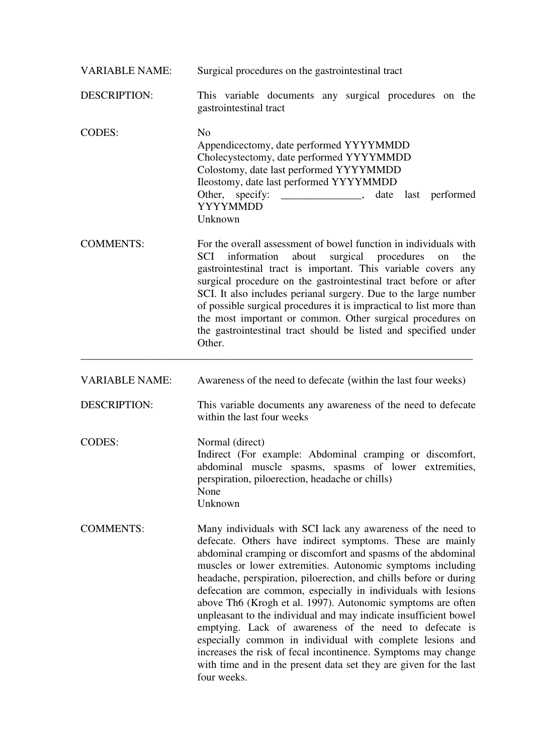VARIABLE NAME: Surgical procedures on the gastrointestinal tract

DESCRIPTION: This variable documents any surgical procedures on the gastrointestinal tract

CODES:
No
Appendicectomy, date performed YYYYMMDD
Cholecystectomy, date performed YYYYMMDD
Colostomy, date last performed YYYYMMDD
Ileostomy, date last performed YYYYMMDD
Other, specify: _______________, date last performed YYYYMMDD
Unknown

COMMENTS: For the overall assessment of bowel function in individuals with SCI information about surgical procedures on the gastrointestinal tract is important. This variable covers any surgical procedure on the gastrointestinal tract before or after SCI. It also includes perianal surgery. Due to the large number of possible surgical procedures it is impractical to list more than the most important or common. Other surgical procedures on the gastrointestinal tract should be listed and specified under Other.

---

VARIABLE NAME: Awareness of the need to defecate (within the last four weeks)

DESCRIPTION: This variable documents any awareness of the need to defecate within the last four weeks

CODES:
Normal (direct)
Indirect (For example: Abdominal cramping or discomfort, abdominal muscle spasms, spasms of lower extremities, perspiration, piloerection, headache or chills)
None
Unknown

COMMENTS: Many individuals with SCI lack any awareness of the need to defecate. Others have indirect symptoms. These are mainly abdominal cramping or discomfort and spasms of the abdominal muscles or lower extremities. Autonomic symptoms including headache, perspiration, piloerection, and chills before or during defecation are common, especially in individuals with lesions above Th6 (Krogh et al. 1997). Autonomic symptoms are often unpleasant to the individual and may indicate insufficient bowel emptying. Lack of awareness of the need to defecate is especially common in individual with complete lesions and increases the risk of fecal incontinence. Symptoms may change with time and in the present data set they are given for the last four weeks.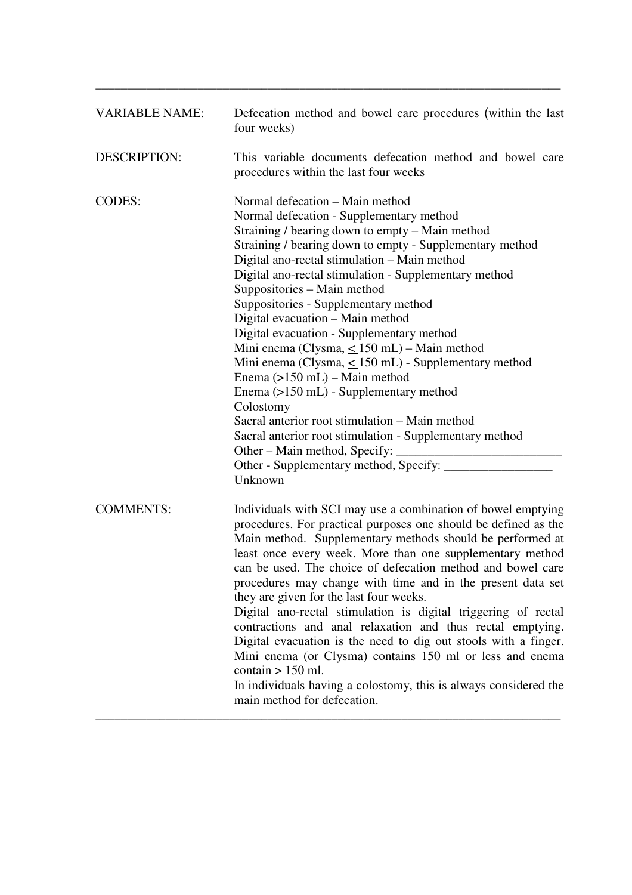---

**VARIABLE NAME:** Defecation method and bowel care procedures (within the last four weeks)

**DESCRIPTION:** This variable documents defecation method and bowel care procedures within the last four weeks

**CODES:**

Normal defecation – Main method
Normal defecation - Supplementary method
Straining / bearing down to empty – Main method
Straining / bearing down to empty - Supplementary method
Digital ano-rectal stimulation – Main method
Digital ano-rectal stimulation - Supplementary method
Suppositories – Main method
Suppositories - Supplementary method
Digital evacuation – Main method
Digital evacuation - Supplementary method
Mini enema (Clysma, $\leq$ 150 mL) – Main method
Mini enema (Clysma, $\leq$ 150 mL) - Supplementary method
Enema (>150 mL) – Main method
Enema (>150 mL) - Supplementary method
Colostomy
Sacral anterior root stimulation – Main method
Sacral anterior root stimulation - Supplementary method
Other – Main method, Specify: __________________________
Other - Supplementary method, Specify: _________________
Unknown

**COMMENTS:**

Individuals with SCI may use a combination of bowel emptying procedures. For practical purposes one should be defined as the Main method. Supplementary methods should be performed at least once every week. More than one supplementary method can be used. The choice of defecation method and bowel care procedures may change with time and in the present data set they are given for the last four weeks.

Digital ano-rectal stimulation is digital triggering of rectal contractions and anal relaxation and thus rectal emptying. Digital evacuation is the need to dig out stools with a finger. Mini enema (or Clysma) contains 150 ml or less and enema contain > 150 ml.

In individuals having a colostomy, this is always considered the main method for defecation.

---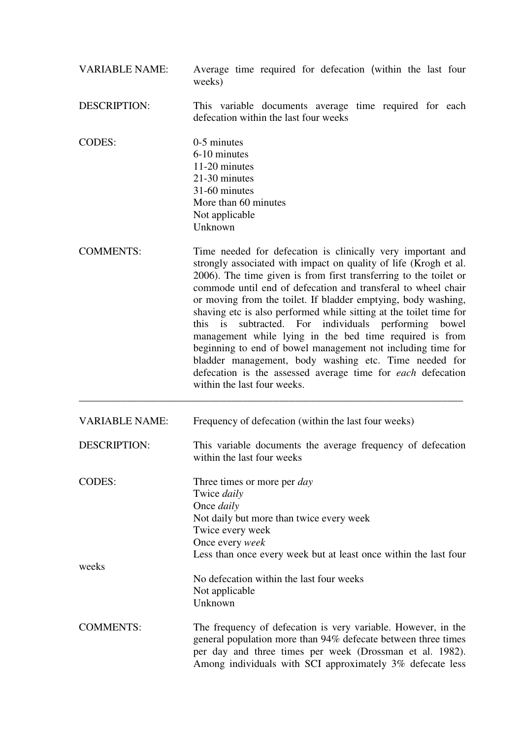VARIABLE NAME: Average time required for defecation (within the last four weeks)

DESCRIPTION: This variable documents average time required for each defecation within the last four weeks

CODES:
0-5 minutes
6-10 minutes
11-20 minutes
21-30 minutes
31-60 minutes
More than 60 minutes
Not applicable
Unknown

COMMENTS: Time needed for defecation is clinically very important and strongly associated with impact on quality of life (Krogh et al. 2006). The time given is from first transferring to the toilet or commode until end of defecation and transferal to wheel chair or moving from the toilet. If bladder emptying, body washing, shaving etc is also performed while sitting at the toilet time for this is subtracted. For individuals performing bowel management while lying in the bed time required is from beginning to end of bowel management not including time for bladder management, body washing etc. Time needed for defecation is the assessed average time for *each* defecation within the last four weeks.

---

VARIABLE NAME: Frequency of defecation (within the last four weeks)

DESCRIPTION: This variable documents the average frequency of defecation within the last four weeks

CODES:
Three times or more per *day*
Twice *daily*
Once *daily*
Not daily but more than twice every week
Twice every week
Once every *week*
Less than once every week but at least once within the last four weeks
No defecation within the last four weeks
Not applicable
Unknown

COMMENTS: The frequency of defecation is very variable. However, in the general population more than 94% defecate between three times per day and three times per week (Drossman et al. 1982). Among individuals with SCI approximately 3% defecate less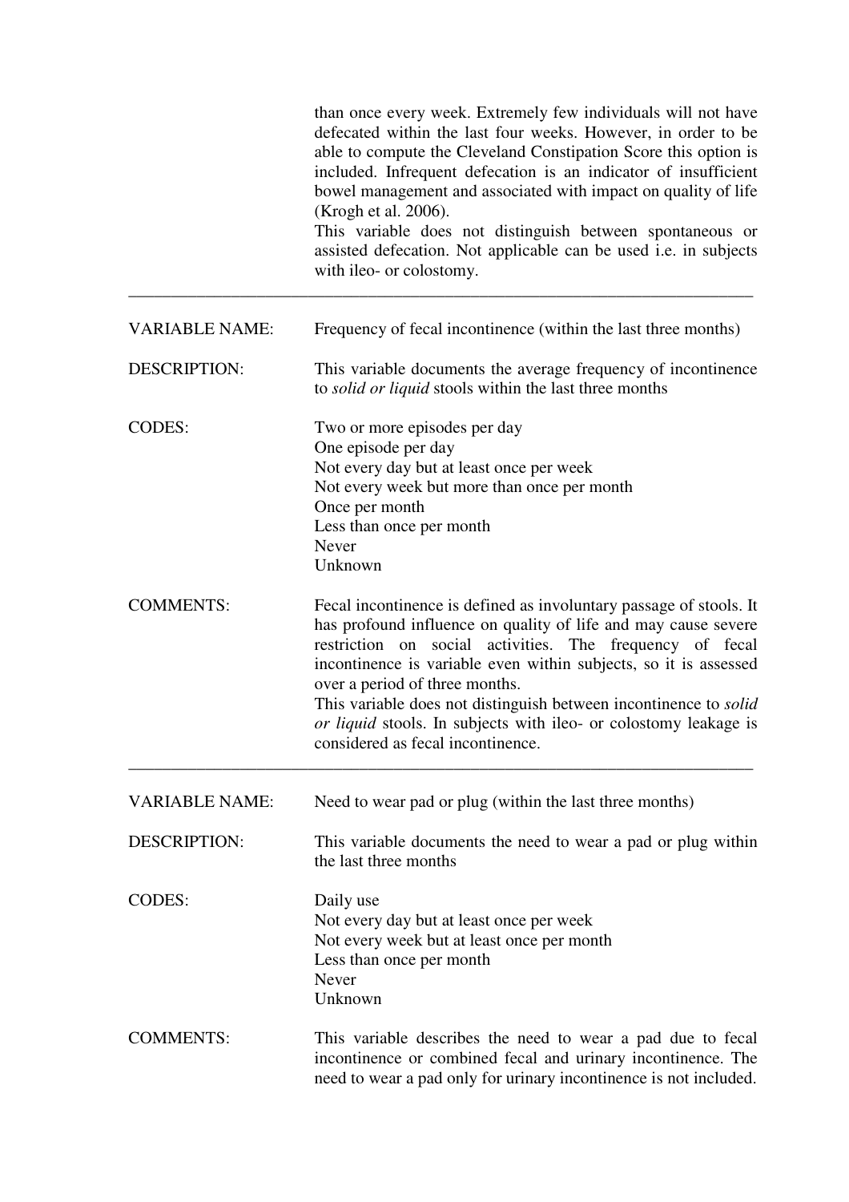than once every week. Extremely few individuals will not have defecated within the last four weeks. However, in order to be able to compute the Cleveland Constipation Score this option is included. Infrequent defecation is an indicator of insufficient bowel management and associated with impact on quality of life (Krogh et al. 2006).
This variable does not distinguish between spontaneous or assisted defecation. Not applicable can be used i.e. in subjects with ileo- or colostomy.

---

VARIABLE NAME: Frequency of fecal incontinence (within the last three months)

DESCRIPTION: This variable documents the average frequency of incontinence to *solid or liquid* stools within the last three months

CODES:
Two or more episodes per day
One episode per day
Not every day but at least once per week
Not every week but more than once per month
Once per month
Less than once per month
Never
Unknown

COMMENTS: Fecal incontinence is defined as involuntary passage of stools. It has profound influence on quality of life and may cause severe restriction on social activities. The frequency of fecal incontinence is variable even within subjects, so it is assessed over a period of three months.
This variable does not distinguish between incontinence to *solid or liquid* stools. In subjects with ileo- or colostomy leakage is considered as fecal incontinence.

---

VARIABLE NAME: Need to wear pad or plug (within the last three months)

DESCRIPTION: This variable documents the need to wear a pad or plug within the last three months

CODES:
Daily use
Not every day but at least once per week
Not every week but at least once per month
Less than once per month
Never
Unknown

COMMENTS: This variable describes the need to wear a pad due to fecal incontinence or combined fecal and urinary incontinence. The need to wear a pad only for urinary incontinence is not included.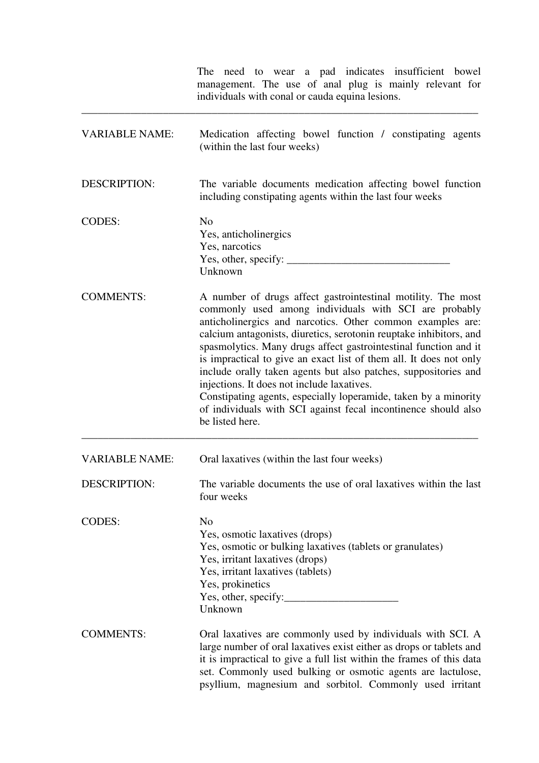The need to wear a pad indicates insufficient bowel management. The use of anal plug is mainly relevant for individuals with conal or cauda equina lesions.

---

**VARIABLE NAME:** Medication affecting bowel function / constipating agents (within the last four weeks)

**DESCRIPTION:** The variable documents medication affecting bowel function including constipating agents within the last four weeks

**CODES:**
No
Yes, anticholinergics
Yes, narcotics
Yes, other, specify: ______________________________
Unknown

**COMMENTS:** A number of drugs affect gastrointestinal motility. The most commonly used among individuals with SCI are probably anticholinergics and narcotics. Other common examples are: calcium antagonists, diuretics, serotonin reuptake inhibitors, and spasmolytics. Many drugs affect gastrointestinal function and it is impractical to give an exact list of them all. It does not only include orally taken agents but also patches, suppositories and injections. It does not include laxatives.
Constipating agents, especially loperamide, taken by a minority of individuals with SCI against fecal incontinence should also be listed here.

---

**VARIABLE NAME:** Oral laxatives (within the last four weeks)

**DESCRIPTION:** The variable documents the use of oral laxatives within the last four weeks

**CODES:**
No
Yes, osmotic laxatives (drops)
Yes, osmotic or bulking laxatives (tablets or granulates)
Yes, irritant laxatives (drops)
Yes, irritant laxatives (tablets)
Yes, prokinetics
Yes, other, specify:_____________________
Unknown

**COMMENTS:** Oral laxatives are commonly used by individuals with SCI. A large number of oral laxatives exist either as drops or tablets and it is impractical to give a full list within the frames of this data set. Commonly used bulking or osmotic agents are lactulose, psyllium, magnesium and sorbitol. Commonly used irritant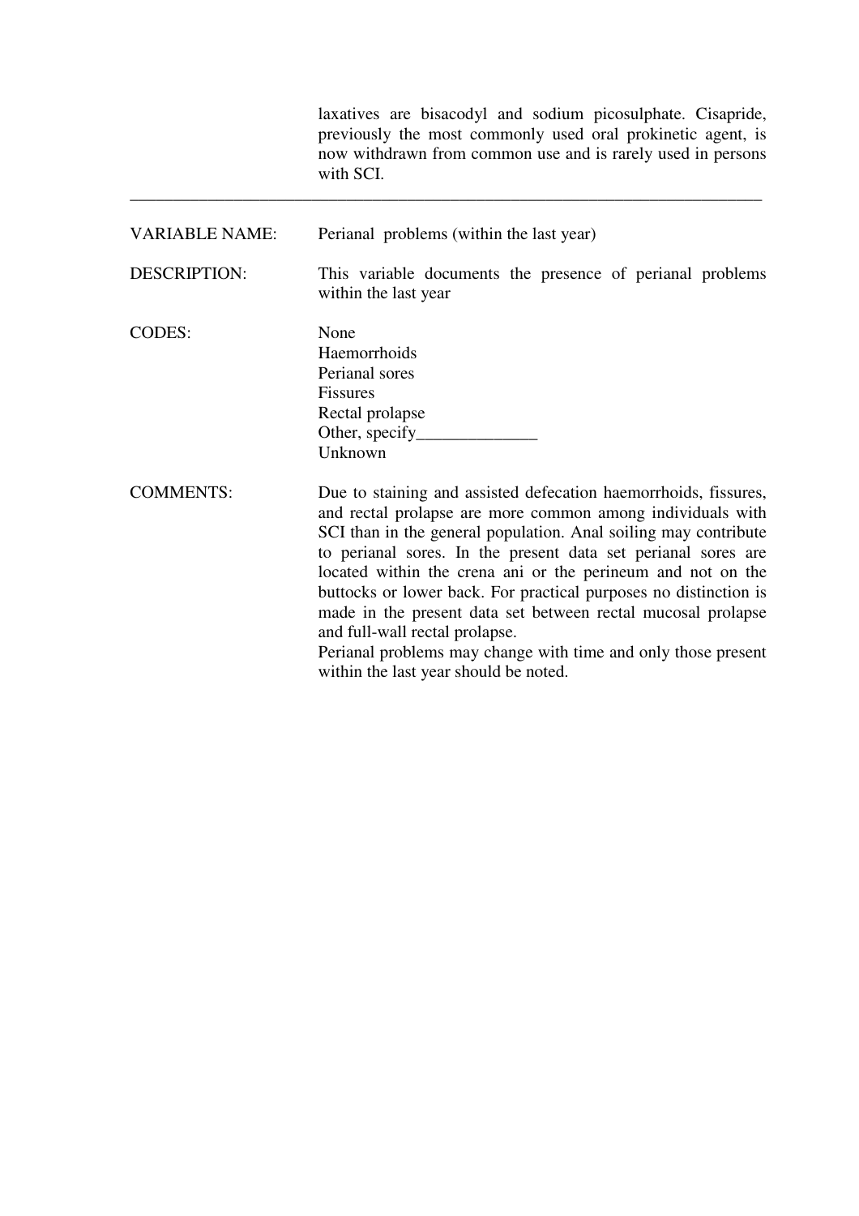laxatives are bisacodyl and sodium picosulphate. Cisapride, previously the most commonly used oral prokinetic agent, is now withdrawn from common use and is rarely used in persons with SCI.

---

VARIABLE NAME: Perianal problems (within the last year)

DESCRIPTION: This variable documents the presence of perianal problems within the last year

CODES:
None
Haemorrhoids
Perianal sores
Fissures
Rectal prolapse
Other, specify______________
Unknown

COMMENTS: Due to staining and assisted defecation haemorrhoids, fissures, and rectal prolapse are more common among individuals with SCI than in the general population. Anal soiling may contribute to perianal sores. In the present data set perianal sores are located within the crena ani or the perineum and not on the buttocks or lower back. For practical purposes no distinction is made in the present data set between rectal mucosal prolapse and full-wall rectal prolapse.
Perianal problems may change with time and only those present within the last year should be noted.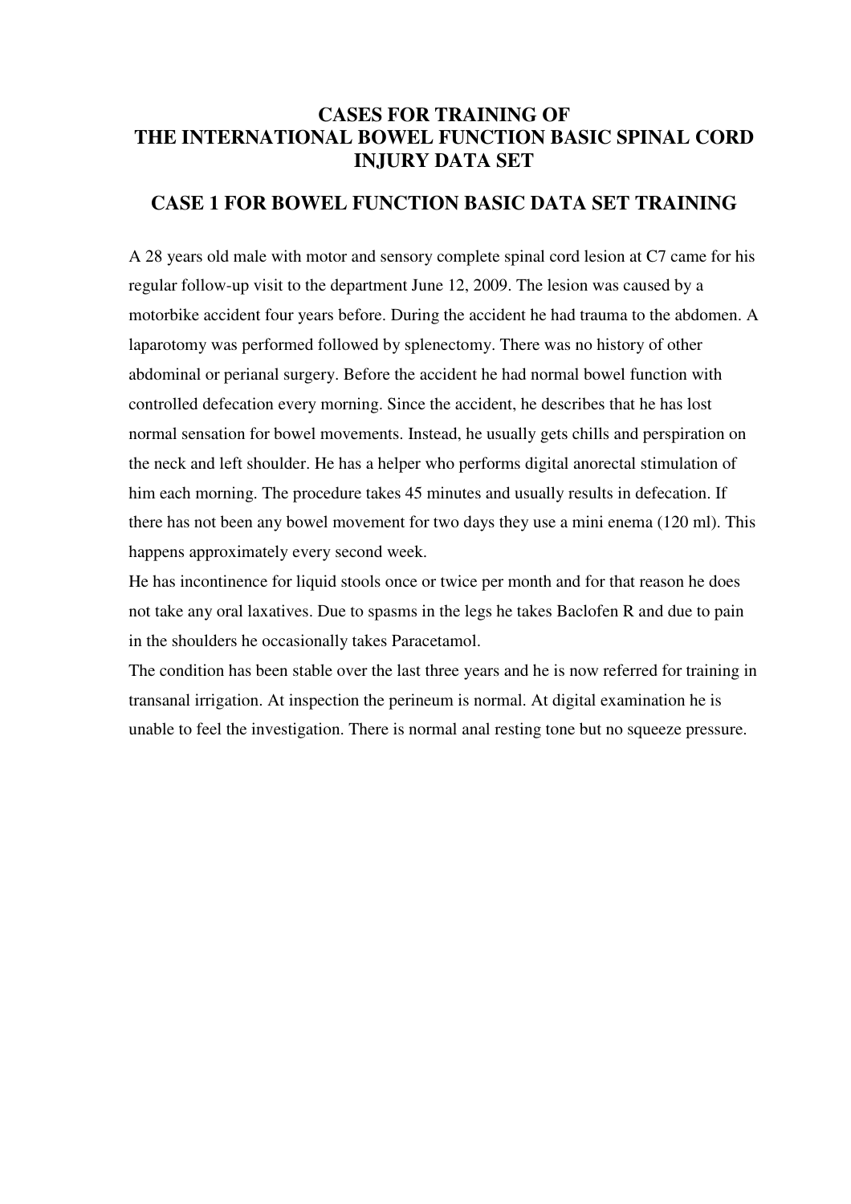# CASES FOR TRAINING OF THE INTERNATIONAL BOWEL FUNCTION BASIC SPINAL CORD INJURY DATA SET

## CASE 1 FOR BOWEL FUNCTION BASIC DATA SET TRAINING

A 28 years old male with motor and sensory complete spinal cord lesion at C7 came for his regular follow-up visit to the department June 12, 2009. The lesion was caused by a motorbike accident four years before. During the accident he had trauma to the abdomen. A laparotomy was performed followed by splenectomy. There was no history of other abdominal or perianal surgery. Before the accident he had normal bowel function with controlled defecation every morning. Since the accident, he describes that he has lost normal sensation for bowel movements. Instead, he usually gets chills and perspiration on the neck and left shoulder. He has a helper who performs digital anorectal stimulation of him each morning. The procedure takes 45 minutes and usually results in defecation. If there has not been any bowel movement for two days they use a mini enema (120 ml). This happens approximately every second week.

He has incontinence for liquid stools once or twice per month and for that reason he does not take any oral laxatives. Due to spasms in the legs he takes Baclofen R and due to pain in the shoulders he occasionally takes Paracetamol.

The condition has been stable over the last three years and he is now referred for training in transanal irrigation. At inspection the perineum is normal. At digital examination he is unable to feel the investigation. There is normal anal resting tone but no squeeze pressure.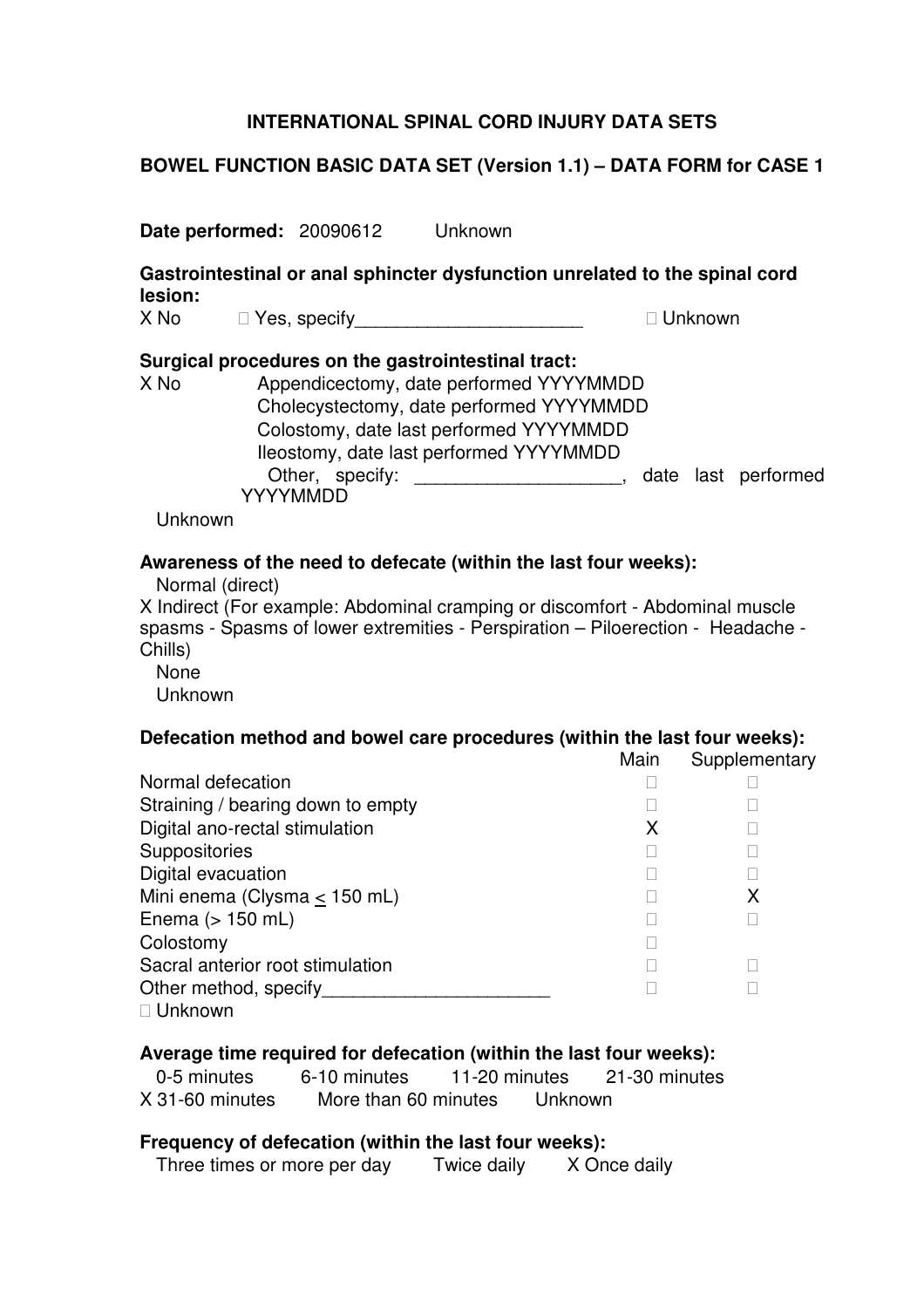**INTERNATIONAL SPINAL CORD INJURY DATA SETS**

**BOWEL FUNCTION BASIC DATA SET (Version 1.1) – DATA FORM for CASE 1**

**Date performed:** 20090612   Unknown

**Gastrointestinal or anal sphincter dysfunction unrelated to the spinal cord lesion:**

X No   □ Yes, specify______________________   □ Unknown

**Surgical procedures on the gastrointestinal tract:**

X No
  Appendicectomy, date performed YYYYMMDD
  Cholecystectomy, date performed YYYYMMDD
  Colostomy, date last performed YYYYMMDD
  Ileostomy, date last performed YYYYMMDD
  Other, specify: ____________________, date last performed YYYYMMDD
  Unknown

**Awareness of the need to defecate (within the last four weeks):**

  Normal (direct)
X Indirect (For example: Abdominal cramping or discomfort - Abdominal muscle spasms - Spasms of lower extremities - Perspiration – Piloerection - Headache - Chills)
  None
  Unknown

**Defecation method and bowel care procedures (within the last four weeks):**

| | Main | Supplementary |
|---|---|---|
| Normal defecation | □ | □ |
| Straining / bearing down to empty | □ | □ |
| Digital ano-rectal stimulation | X | □ |
| Suppositories | □ | □ |
| Digital evacuation | □ | □ |
| Mini enema (Clysma $\leq$ 150 mL) | □ | X |
| Enema (> 150 mL) | □ | □ |
| Colostomy | □ | |
| Sacral anterior root stimulation | □ | □ |
| Other method, specify______________________ | □ | □ |
| □ Unknown | | |

**Average time required for defecation (within the last four weeks):**

  0-5 minutes   6-10 minutes   11-20 minutes   21-30 minutes
X 31-60 minutes   More than 60 minutes   Unknown

**Frequency of defecation (within the last four weeks):**

  Three times or more per day   Twice daily   X Once daily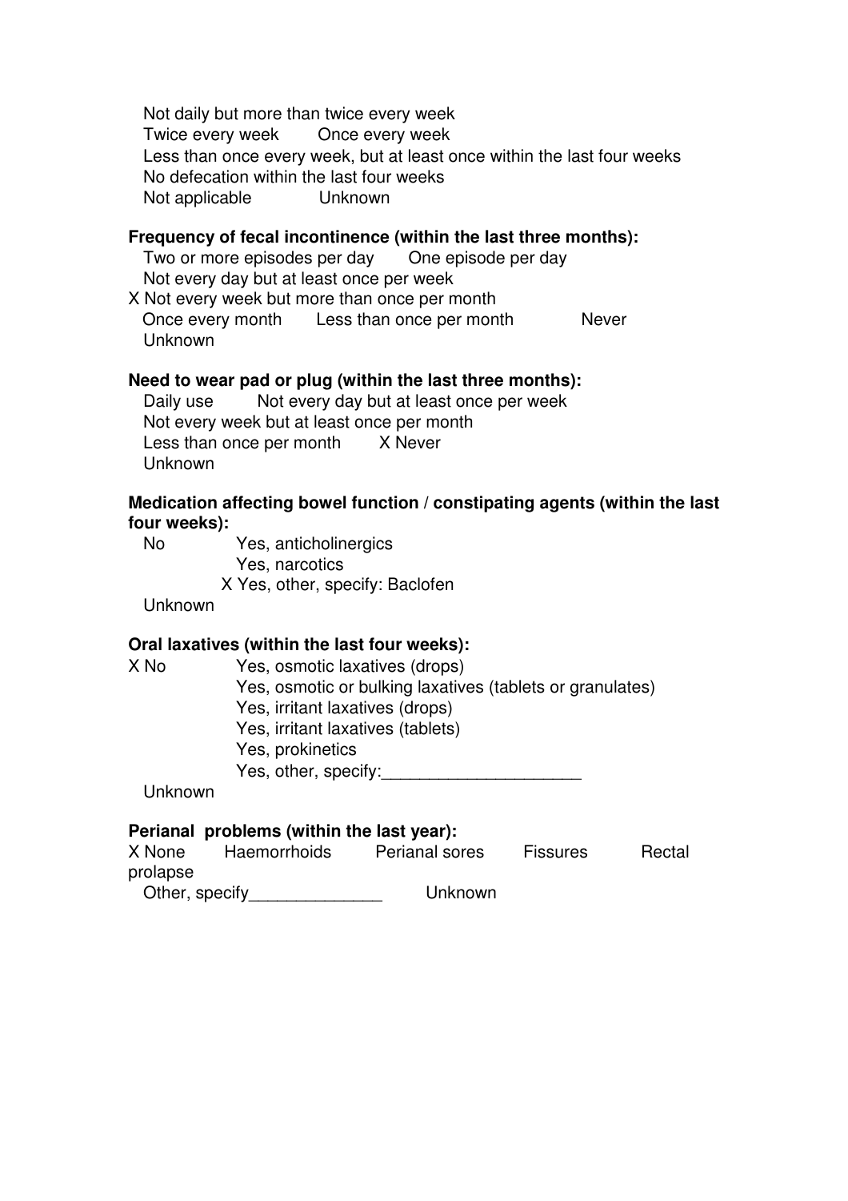Not daily but more than twice every week
Twice every week  Once every week
Less than once every week, but at least once within the last four weeks
No defecation within the last four weeks
Not applicable  Unknown

**Frequency of fecal incontinence (within the last three months):**

Two or more episodes per day  One episode per day
Not every day but at least once per week
X Not every week but more than once per month
Once every month  Less than once per month  Never
Unknown

**Need to wear pad or plug (within the last three months):**

Daily use  Not every day but at least once per week
Not every week but at least once per month
Less than once per month  X Never
Unknown

**Medication affecting bowel function / constipating agents (within the last four weeks):**

No  Yes, anticholinergics
Yes, narcotics
X Yes, other, specify: Baclofen
Unknown

**Oral laxatives (within the last four weeks):**

X No  Yes, osmotic laxatives (drops)
Yes, osmotic or bulking laxatives (tablets or granulates)
Yes, irritant laxatives (drops)
Yes, irritant laxatives (tablets)
Yes, prokinetics
Yes, other, specify:____________________
Unknown

**Perianal problems (within the last year):**

X None  Haemorrhoids  Perianal sores  Fissures  Rectal prolapse
Other, specify______________  Unknown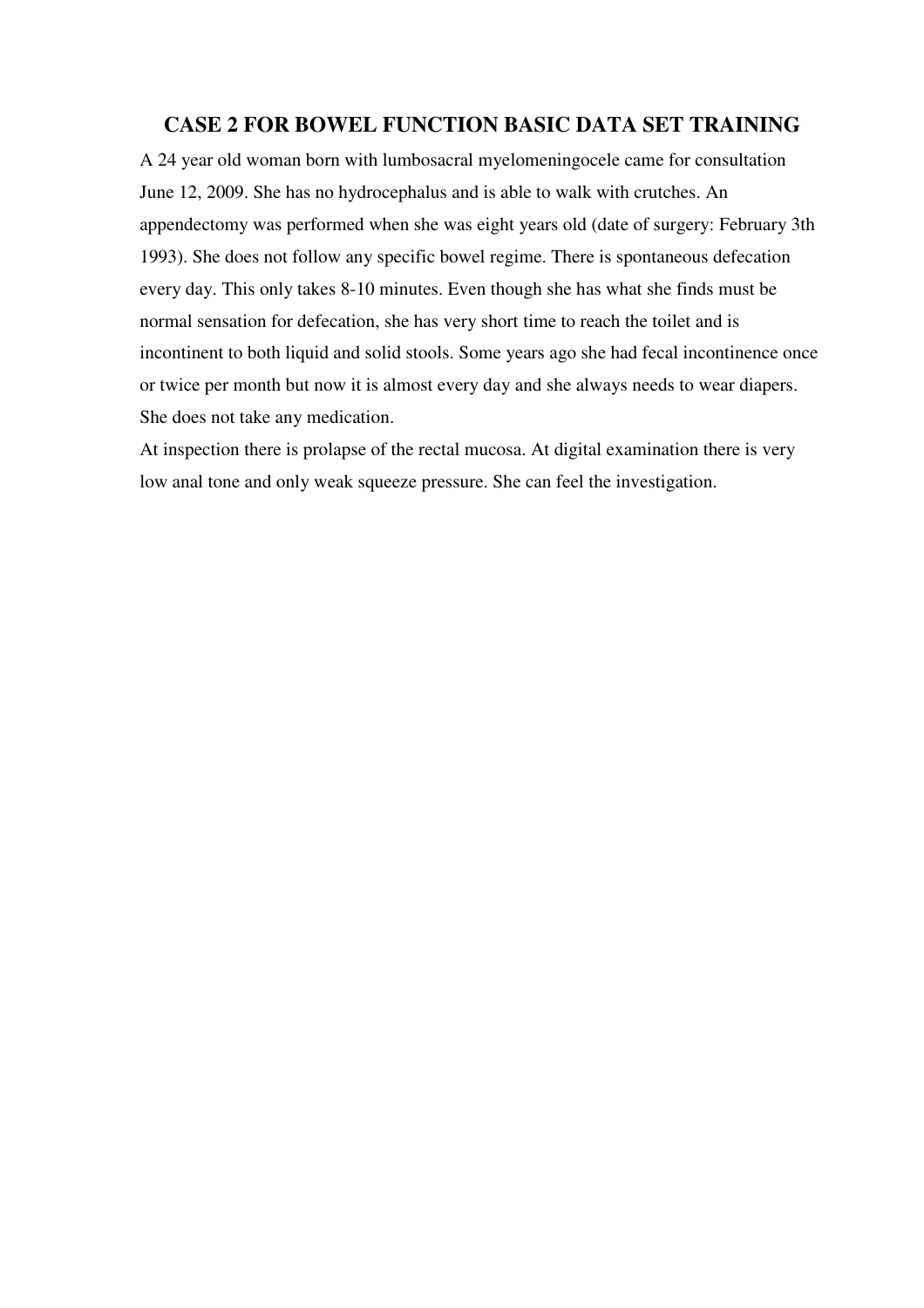# CASE 2 FOR BOWEL FUNCTION BASIC DATA SET TRAINING

A 24 year old woman born with lumbosacral myelomeningocele came for consultation June 12, 2009. She has no hydrocephalus and is able to walk with crutches. An appendectomy was performed when she was eight years old (date of surgery: February 3th 1993). She does not follow any specific bowel regime. There is spontaneous defecation every day. This only takes 8-10 minutes. Even though she has what she finds must be normal sensation for defecation, she has very short time to reach the toilet and is incontinent to both liquid and solid stools. Some years ago she had fecal incontinence once or twice per month but now it is almost every day and she always needs to wear diapers. She does not take any medication.

At inspection there is prolapse of the rectal mucosa. At digital examination there is very low anal tone and only weak squeeze pressure. She can feel the investigation.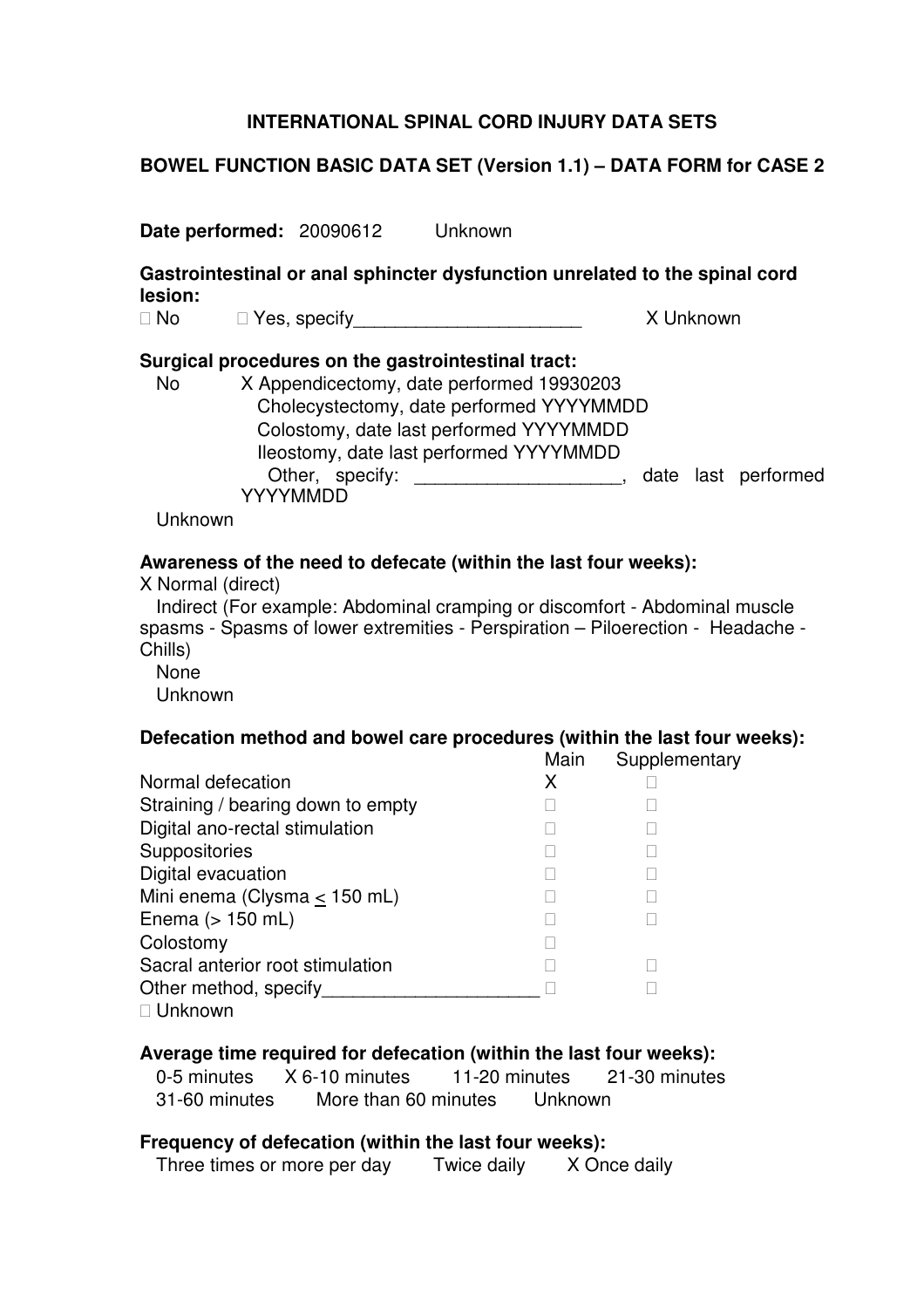**INTERNATIONAL SPINAL CORD INJURY DATA SETS**

**BOWEL FUNCTION BASIC DATA SET (Version 1.1) – DATA FORM for CASE 2**

**Date performed:** 20090612 Unknown

**Gastrointestinal or anal sphincter dysfunction unrelated to the spinal cord lesion:**

□ No □ Yes, specify______________________ X Unknown

**Surgical procedures on the gastrointestinal tract:**

No X Appendicectomy, date performed 19930203
Cholecystectomy, date performed YYYYMMDD
Colostomy, date last performed YYYYMMDD
Ileostomy, date last performed YYYYMMDD
Other, specify: ____________________, date last performed YYYYMMDD
Unknown

**Awareness of the need to defecate (within the last four weeks):**

X Normal (direct)
Indirect (For example: Abdominal cramping or discomfort - Abdominal muscle spasms - Spasms of lower extremities - Perspiration – Piloerection - Headache - Chills)
None
Unknown

**Defecation method and bowel care procedures (within the last four weeks):**

| | Main | Supplementary |
|---|---|---|
| Normal defecation | X | □ |
| Straining / bearing down to empty | □ | □ |
| Digital ano-rectal stimulation | □ | □ |
| Suppositories | □ | □ |
| Digital evacuation | □ | □ |
| Mini enema (Clysma $\leq$ 150 mL) | □ | □ |
| Enema (> 150 mL) | □ | □ |
| Colostomy | □ | |
| Sacral anterior root stimulation | □ | □ |
| Other method, specify_____________________ | □ | □ |

□ Unknown

**Average time required for defecation (within the last four weeks):**

0-5 minutes X 6-10 minutes 11-20 minutes 21-30 minutes
31-60 minutes More than 60 minutes Unknown

**Frequency of defecation (within the last four weeks):**

Three times or more per day Twice daily X Once daily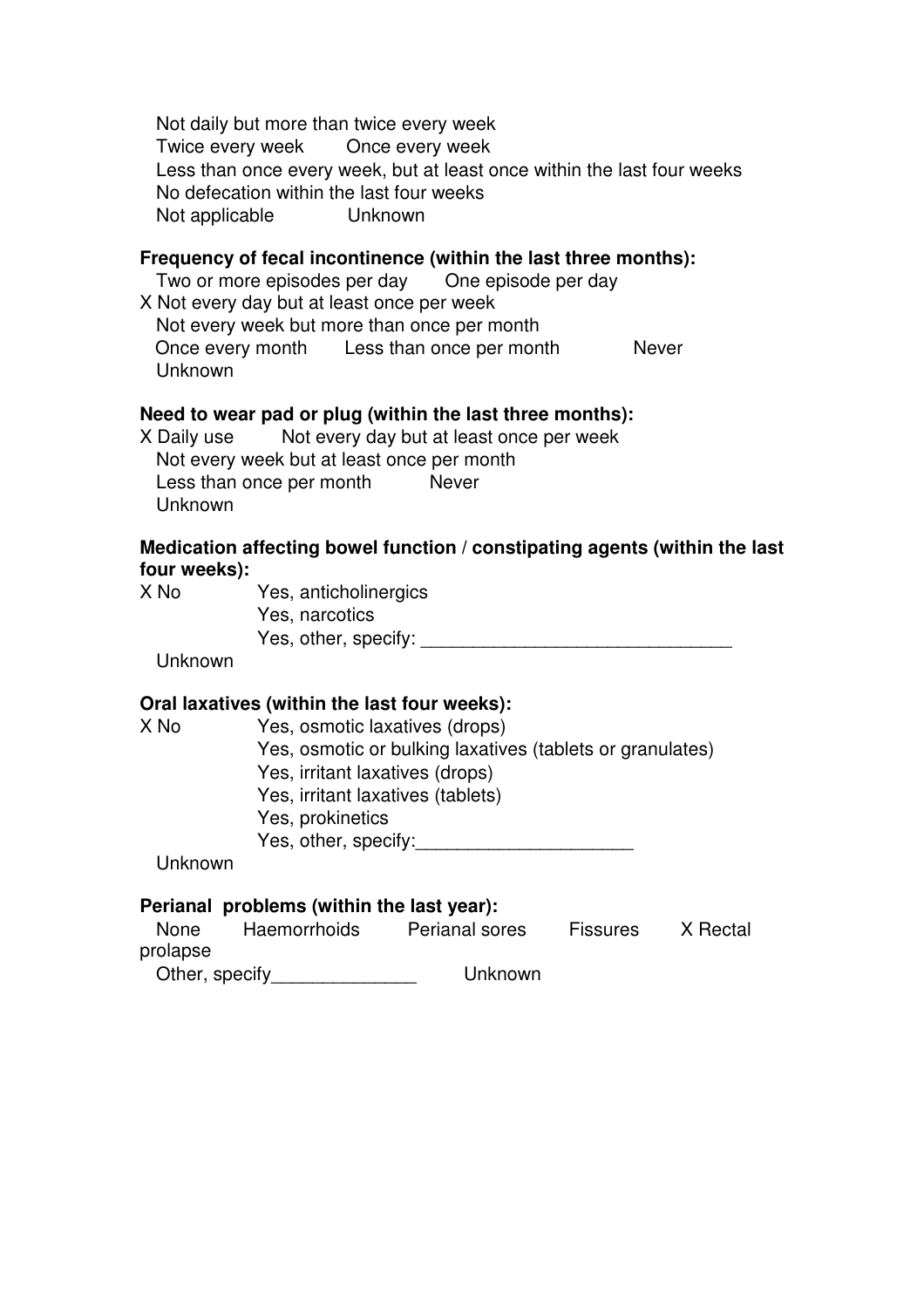Not daily but more than twice every week
Twice every week  Once every week
Less than once every week, but at least once within the last four weeks
No defecation within the last four weeks
Not applicable  Unknown

**Frequency of fecal incontinence (within the last three months):**

Two or more episodes per day  One episode per day
X Not every day but at least once per week
Not every week but more than once per month
Once every month  Less than once per month  Never
Unknown

**Need to wear pad or plug (within the last three months):**

X Daily use  Not every day but at least once per week
Not every week but at least once per month
Less than once per month  Never
Unknown

**Medication affecting bowel function / constipating agents (within the last four weeks):**

X No  Yes, anticholinergics
Yes, narcotics
Yes, other, specify: ______________________________
Unknown

**Oral laxatives (within the last four weeks):**

X No  Yes, osmotic laxatives (drops)
Yes, osmotic or bulking laxatives (tablets or granulates)
Yes, irritant laxatives (drops)
Yes, irritant laxatives (tablets)
Yes, prokinetics
Yes, other, specify:_____________________
Unknown

**Perianal problems (within the last year):**

None  Haemorrhoids  Perianal sores  Fissures  X Rectal prolapse
Other, specify______________  Unknown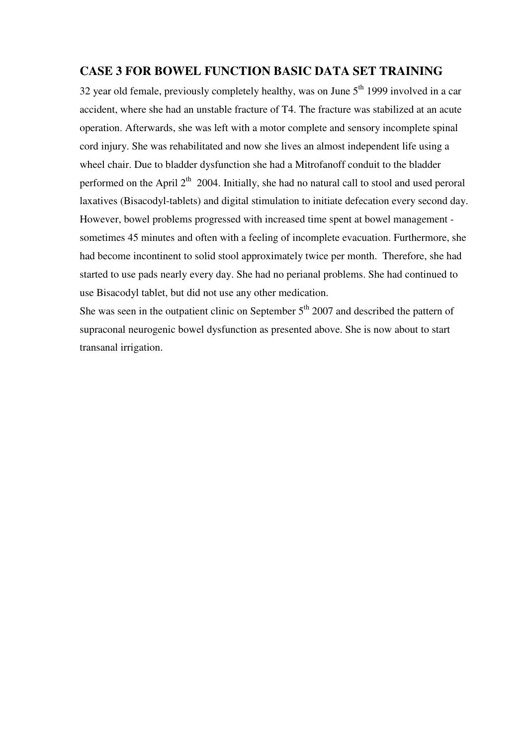## CASE 3 FOR BOWEL FUNCTION BASIC DATA SET TRAINING

32 year old female, previously completely healthy, was on June 5th 1999 involved in a car accident, where she had an unstable fracture of T4. The fracture was stabilized at an acute operation. Afterwards, she was left with a motor complete and sensory incomplete spinal cord injury. She was rehabilitated and now she lives an almost independent life using a wheel chair. Due to bladder dysfunction she had a Mitrofanoff conduit to the bladder performed on the April 2th 2004. Initially, she had no natural call to stool and used peroral laxatives (Bisacodyl-tablets) and digital stimulation to initiate defecation every second day. However, bowel problems progressed with increased time spent at bowel management - sometimes 45 minutes and often with a feeling of incomplete evacuation. Furthermore, she had become incontinent to solid stool approximately twice per month. Therefore, she had started to use pads nearly every day. She had no perianal problems. She had continued to use Bisacodyl tablet, but did not use any other medication.

She was seen in the outpatient clinic on September 5th 2007 and described the pattern of supraconal neurogenic bowel dysfunction as presented above. She is now about to start transanal irrigation.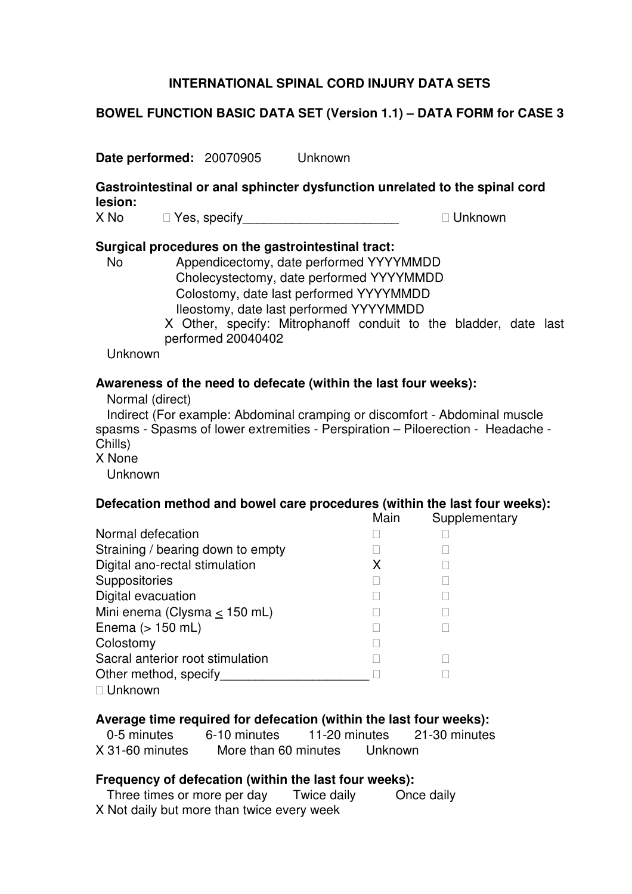**INTERNATIONAL SPINAL CORD INJURY DATA SETS**

**BOWEL FUNCTION BASIC DATA SET (Version 1.1) – DATA FORM for CASE 3**

**Date performed:** 20070905 Unknown

**Gastrointestinal or anal sphincter dysfunction unrelated to the spinal cord lesion:**

X No  Yes, specify______________________  Unknown

**Surgical procedures on the gastrointestinal tract:**

No
- Appendicectomy, date performed YYYYMMDD
- Cholecystectomy, date performed YYYYMMDD
- Colostomy, date last performed YYYYMMDD
- Ileostomy, date last performed YYYYMMDD
- X Other, specify: Mitrophanoff conduit to the bladder, date last performed 20040402

Unknown

**Awareness of the need to defecate (within the last four weeks):**

Normal (direct)

Indirect (For example: Abdominal cramping or discomfort - Abdominal muscle spasms - Spasms of lower extremities - Perspiration – Piloerection - Headache - Chills)

X None

Unknown

**Defecation method and bowel care procedures (within the last four weeks):**

| | Main | Supplementary |
|---|---|---|
| Normal defecation | | |
| Straining / bearing down to empty | | |
| Digital ano-rectal stimulation | X | |
| Suppositories | | |
| Digital evacuation | | |
| Mini enema (Clysma $\leq$ 150 mL) | | |
| Enema (> 150 mL) | | |
| Colostomy | | |
| Sacral anterior root stimulation | | |
| Other method, specify_____________________ | | |

Unknown

**Average time required for defecation (within the last four weeks):**

0-5 minutes  6-10 minutes  11-20 minutes  21-30 minutes

X 31-60 minutes  More than 60 minutes  Unknown

**Frequency of defecation (within the last four weeks):**

Three times or more per day  Twice daily  Once daily

X Not daily but more than twice every week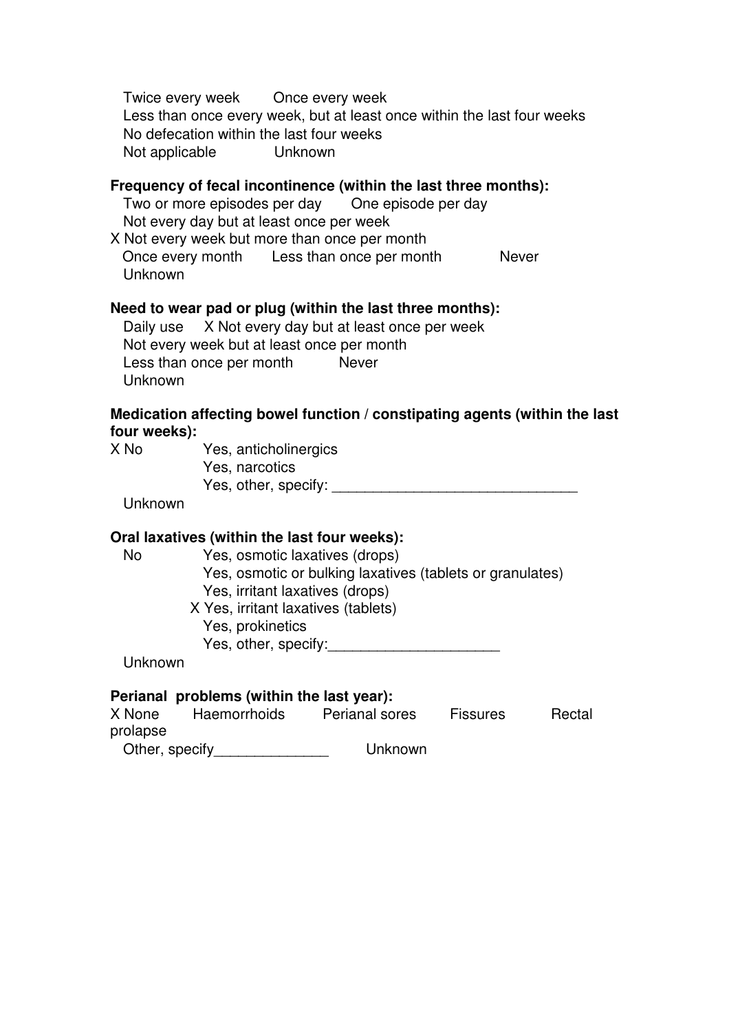Twice every week     Once every week
Less than once every week, but at least once within the last four weeks
No defecation within the last four weeks
Not applicable     Unknown

**Frequency of fecal incontinence (within the last three months):**

Two or more episodes per day     One episode per day
Not every day but at least once per week
X Not every week but more than once per month
Once every month     Less than once per month     Never
Unknown

**Need to wear pad or plug (within the last three months):**

Daily use     X Not every day but at least once per week
Not every week but at least once per month
Less than once per month     Never
Unknown

**Medication affecting bowel function / constipating agents (within the last four weeks):**

X No     Yes, anticholinergics
Yes, narcotics
Yes, other, specify: ______________________________
Unknown

**Oral laxatives (within the last four weeks):**

No     Yes, osmotic laxatives (drops)
Yes, osmotic or bulking laxatives (tablets or granulates)
Yes, irritant laxatives (drops)
X Yes, irritant laxatives (tablets)
Yes, prokinetics
Yes, other, specify:_____________________
Unknown

**Perianal problems (within the last year):**

X None     Haemorrhoids     Perianal sores     Fissures     Rectal prolapse
Other, specify______________     Unknown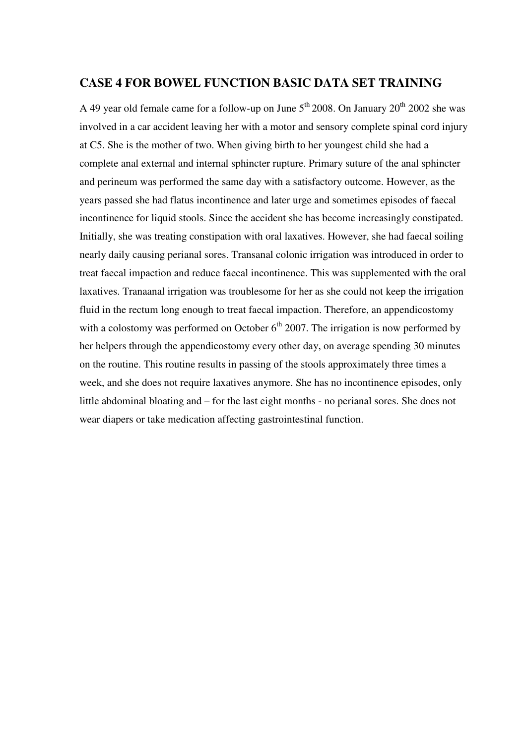## CASE 4 FOR BOWEL FUNCTION BASIC DATA SET TRAINING

A 49 year old female came for a follow-up on June 5th 2008. On January 20th 2002 she was involved in a car accident leaving her with a motor and sensory complete spinal cord injury at C5. She is the mother of two. When giving birth to her youngest child she had a complete anal external and internal sphincter rupture. Primary suture of the anal sphincter and perineum was performed the same day with a satisfactory outcome. However, as the years passed she had flatus incontinence and later urge and sometimes episodes of faecal incontinence for liquid stools. Since the accident she has become increasingly constipated. Initially, she was treating constipation with oral laxatives. However, she had faecal soiling nearly daily causing perianal sores. Transanal colonic irrigation was introduced in order to treat faecal impaction and reduce faecal incontinence. This was supplemented with the oral laxatives. Tranaanal irrigation was troublesome for her as she could not keep the irrigation fluid in the rectum long enough to treat faecal impaction. Therefore, an appendicostomy with a colostomy was performed on October 6th 2007. The irrigation is now performed by her helpers through the appendicostomy every other day, on average spending 30 minutes on the routine. This routine results in passing of the stools approximately three times a week, and she does not require laxatives anymore. She has no incontinence episodes, only little abdominal bloating and – for the last eight months - no perianal sores. She does not wear diapers or take medication affecting gastrointestinal function.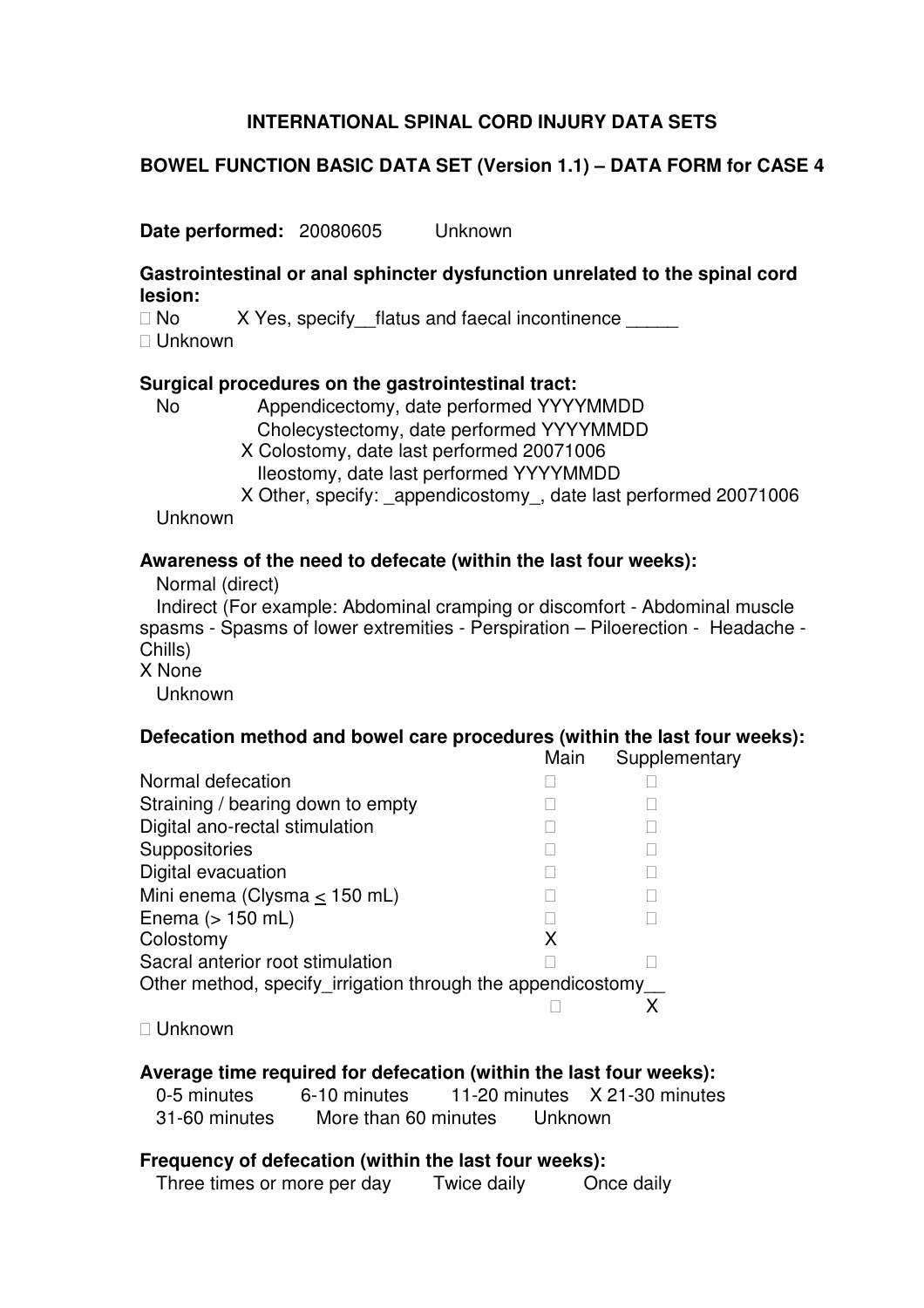**INTERNATIONAL SPINAL CORD INJURY DATA SETS**

**BOWEL FUNCTION BASIC DATA SET (Version 1.1) – DATA FORM for CASE 4**

**Date performed:** 20080605 Unknown

**Gastrointestinal or anal sphincter dysfunction unrelated to the spinal cord lesion:**

□ No X Yes, specify__flatus and faecal incontinence _____

□ Unknown

**Surgical procedures on the gastrointestinal tract:**

No Appendicectomy, date performed YYYYMMDD

Cholecystectomy, date performed YYYYMMDD

X Colostomy, date last performed 20071006

Ileostomy, date last performed YYYYMMDD

X Other, specify: _appendicostomy_, date last performed 20071006

Unknown

**Awareness of the need to defecate (within the last four weeks):**

Normal (direct)

Indirect (For example: Abdominal cramping or discomfort - Abdominal muscle spasms - Spasms of lower extremities - Perspiration – Piloerection - Headache - Chills)

X None

Unknown

**Defecation method and bowel care procedures (within the last four weeks):**

| | Main | Supplementary |
|---|---|---|
| Normal defecation | □ | □ |
| Straining / bearing down to empty | □ | □ |
| Digital ano-rectal stimulation | □ | □ |
| Suppositories | □ | □ |
| Digital evacuation | □ | □ |
| Mini enema (Clysma $\leq$ 150 mL) | □ | □ |
| Enema (> 150 mL) | □ | □ |
| Colostomy | X | |
| Sacral anterior root stimulation | □ | □ |
| Other method, specify_irrigation through the appendicostomy__ | □ | X |

□ Unknown

**Average time required for defecation (within the last four weeks):**

0-5 minutes 6-10 minutes 11-20 minutes X 21-30 minutes

31-60 minutes More than 60 minutes Unknown

**Frequency of defecation (within the last four weeks):**

Three times or more per day Twice daily Once daily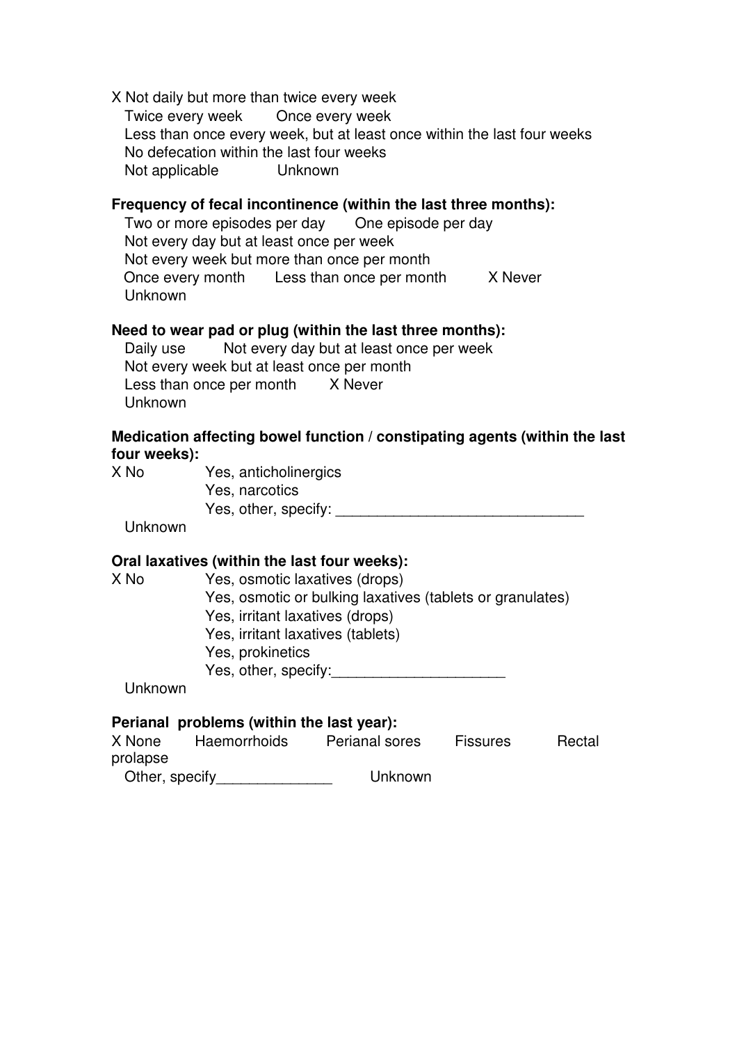X Not daily but more than twice every week
Twice every week    Once every week
Less than once every week, but at least once within the last four weeks
No defecation within the last four weeks
Not applicable    Unknown

**Frequency of fecal incontinence (within the last three months):**
Two or more episodes per day    One episode per day
Not every day but at least once per week
Not every week but more than once per month
Once every month    Less than once per month    X Never
Unknown

**Need to wear pad or plug (within the last three months):**
Daily use    Not every day but at least once per week
Not every week but at least once per month
Less than once per month    X Never
Unknown

**Medication affecting bowel function / constipating agents (within the last four weeks):**
X No    Yes, anticholinergics
Yes, narcotics
Yes, other, specify: ______________________________
Unknown

**Oral laxatives (within the last four weeks):**
X No    Yes, osmotic laxatives (drops)
Yes, osmotic or bulking laxatives (tablets or granulates)
Yes, irritant laxatives (drops)
Yes, irritant laxatives (tablets)
Yes, prokinetics
Yes, other, specify:_____________________
Unknown

**Perianal problems (within the last year):**
X None    Haemorrhoids    Perianal sores    Fissures    Rectal prolapse
Other, specify______________    Unknown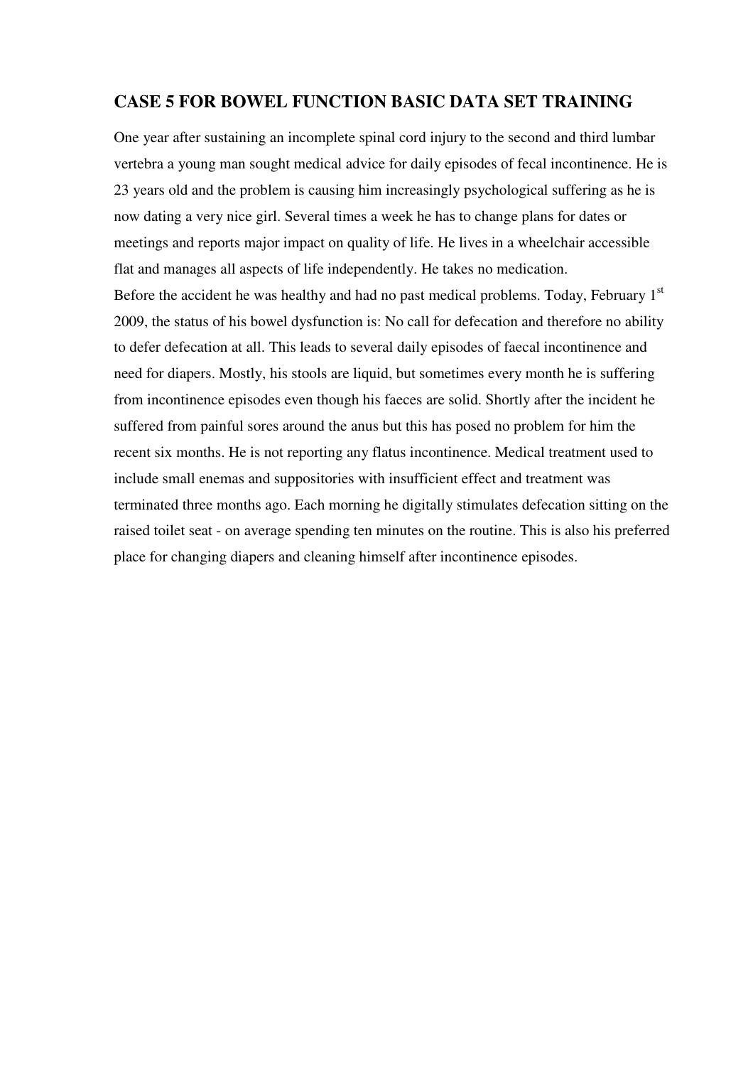## CASE 5 FOR BOWEL FUNCTION BASIC DATA SET TRAINING

One year after sustaining an incomplete spinal cord injury to the second and third lumbar vertebra a young man sought medical advice for daily episodes of fecal incontinence. He is 23 years old and the problem is causing him increasingly psychological suffering as he is now dating a very nice girl. Several times a week he has to change plans for dates or meetings and reports major impact on quality of life. He lives in a wheelchair accessible flat and manages all aspects of life independently. He takes no medication.

Before the accident he was healthy and had no past medical problems. Today, February 1st 2009, the status of his bowel dysfunction is: No call for defecation and therefore no ability to defer defecation at all. This leads to several daily episodes of faecal incontinence and need for diapers. Mostly, his stools are liquid, but sometimes every month he is suffering from incontinence episodes even though his faeces are solid. Shortly after the incident he suffered from painful sores around the anus but this has posed no problem for him the recent six months. He is not reporting any flatus incontinence. Medical treatment used to include small enemas and suppositories with insufficient effect and treatment was terminated three months ago. Each morning he digitally stimulates defecation sitting on the raised toilet seat - on average spending ten minutes on the routine. This is also his preferred place for changing diapers and cleaning himself after incontinence episodes.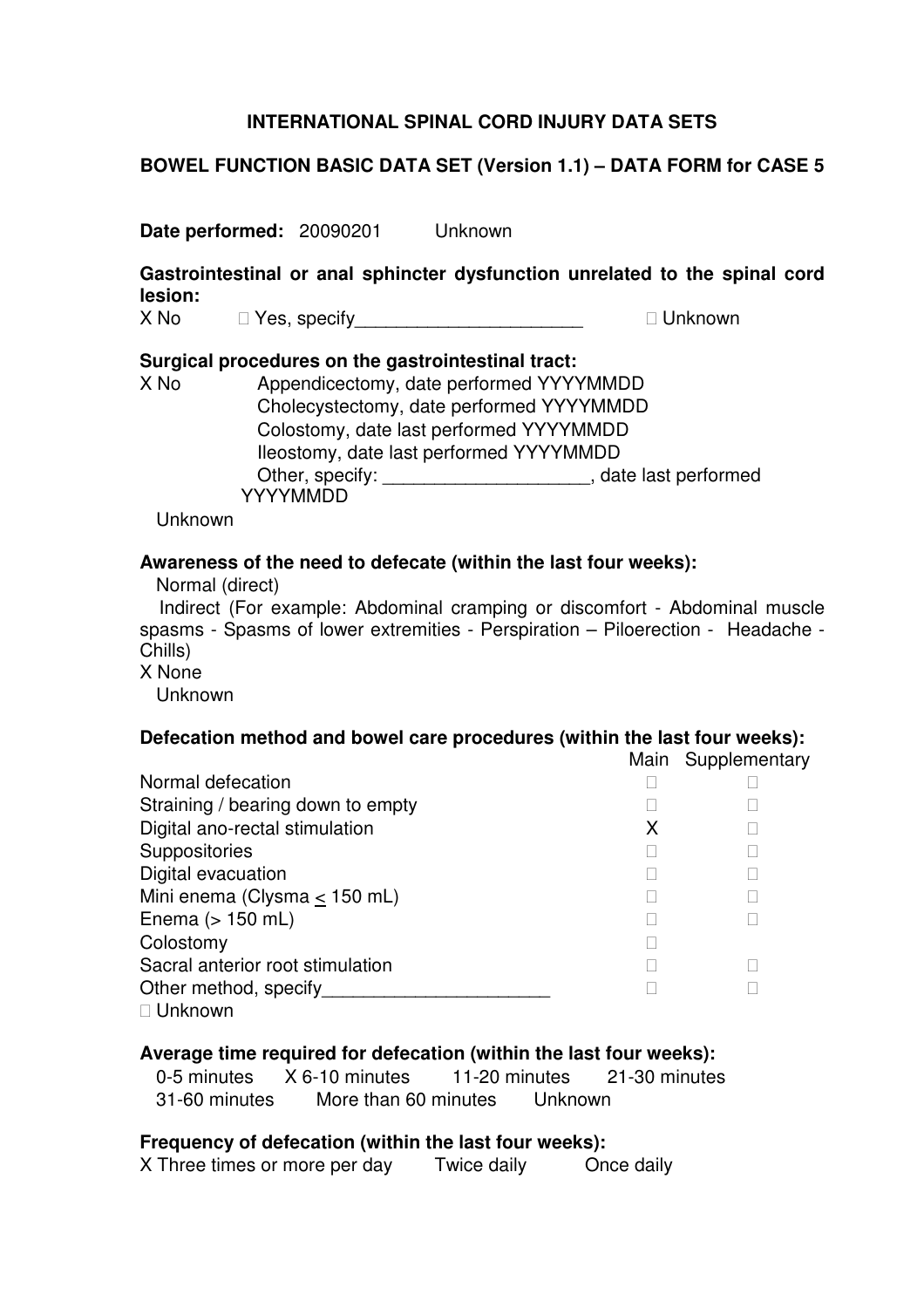**INTERNATIONAL SPINAL CORD INJURY DATA SETS**

**BOWEL FUNCTION BASIC DATA SET (Version 1.1) – DATA FORM for CASE 5**

**Date performed:** 20090201 Unknown

**Gastrointestinal or anal sphincter dysfunction unrelated to the spinal cord lesion:**

X No □ Yes, specify______________________ □ Unknown

**Surgical procedures on the gastrointestinal tract:**

X No Appendicectomy, date performed YYYYMMDD
Cholecystectomy, date performed YYYYMMDD
Colostomy, date last performed YYYYMMDD
Ileostomy, date last performed YYYYMMDD
Other, specify: ____________________, date last performed YYYYMMDD
Unknown

**Awareness of the need to defecate (within the last four weeks):**

Normal (direct)
Indirect (For example: Abdominal cramping or discomfort - Abdominal muscle spasms - Spasms of lower extremities - Perspiration – Piloerection - Headache - Chills)
X None
Unknown

**Defecation method and bowel care procedures (within the last four weeks):**

| | Main | Supplementary |
|---|---|---|
| Normal defecation | □ | □ |
| Straining / bearing down to empty | □ | □ |
| Digital ano-rectal stimulation | X | □ |
| Suppositories | □ | □ |
| Digital evacuation | □ | □ |
| Mini enema (Clysma $\leq$ 150 mL) | □ | □ |
| Enema (> 150 mL) | □ | □ |
| Colostomy | □ | |
| Sacral anterior root stimulation | □ | □ |
| Other method, specify______________________ | □ | □ |

□ Unknown

**Average time required for defecation (within the last four weeks):**

0-5 minutes X 6-10 minutes 11-20 minutes 21-30 minutes
31-60 minutes More than 60 minutes Unknown

**Frequency of defecation (within the last four weeks):**

X Three times or more per day Twice daily Once daily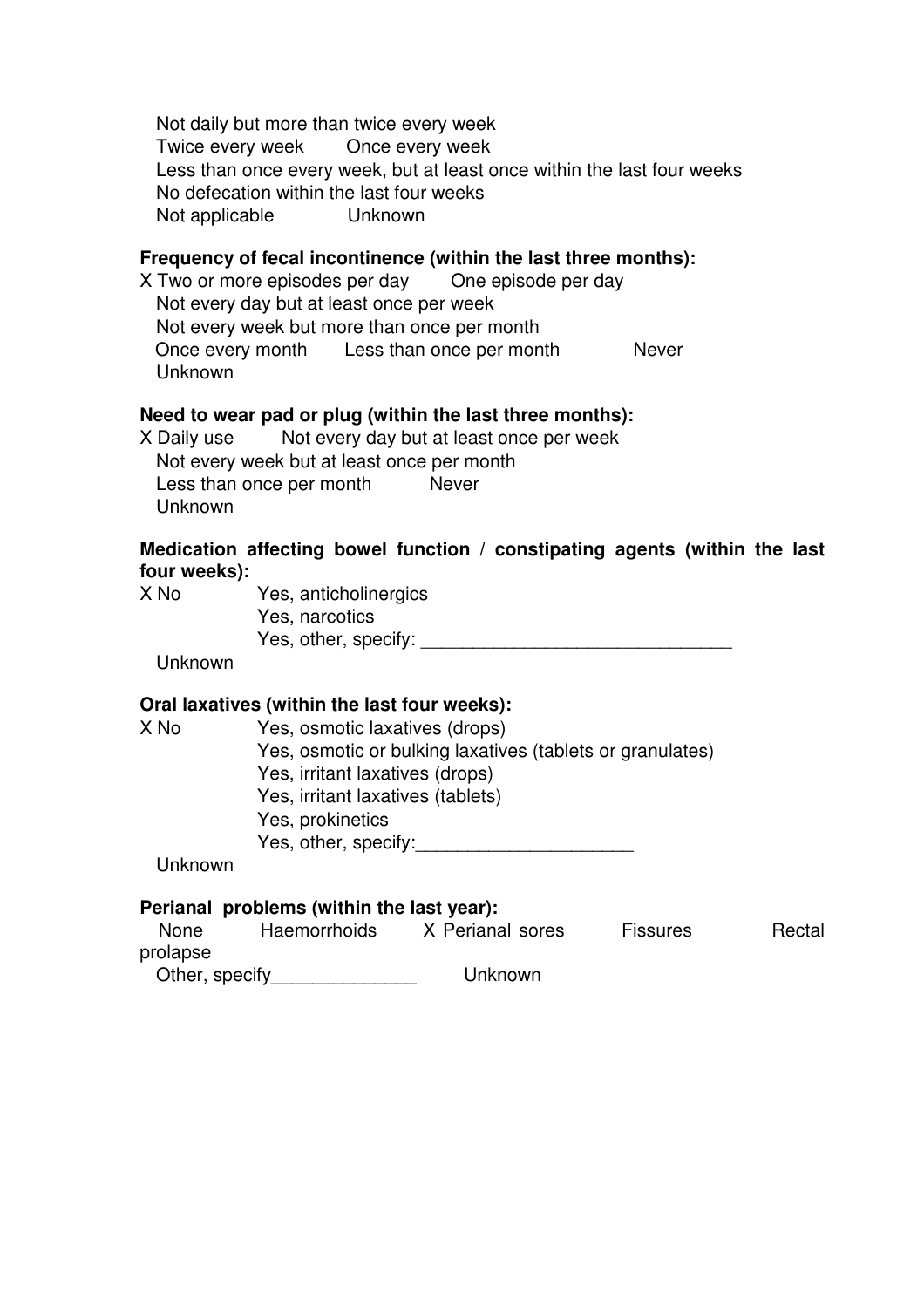Not daily but more than twice every week
Twice every week  Once every week
Less than once every week, but at least once within the last four weeks
No defecation within the last four weeks
Not applicable  Unknown

**Frequency of fecal incontinence (within the last three months):**
X Two or more episodes per day  One episode per day
Not every day but at least once per week
Not every week but more than once per month
Once every month  Less than once per month  Never
Unknown

**Need to wear pad or plug (within the last three months):**
X Daily use  Not every day but at least once per week
Not every week but at least once per month
Less than once per month  Never
Unknown

**Medication affecting bowel function / constipating agents (within the last four weeks):**
X No  Yes, anticholinergics
Yes, narcotics
Yes, other, specify: ______________________________
Unknown

**Oral laxatives (within the last four weeks):**
X No  Yes, osmotic laxatives (drops)
Yes, osmotic or bulking laxatives (tablets or granulates)
Yes, irritant laxatives (drops)
Yes, irritant laxatives (tablets)
Yes, prokinetics
Yes, other, specify:_____________________
Unknown

**Perianal problems (within the last year):**
None  Haemorrhoids  X Perianal sores  Fissures  Rectal prolapse
Other, specify______________  Unknown